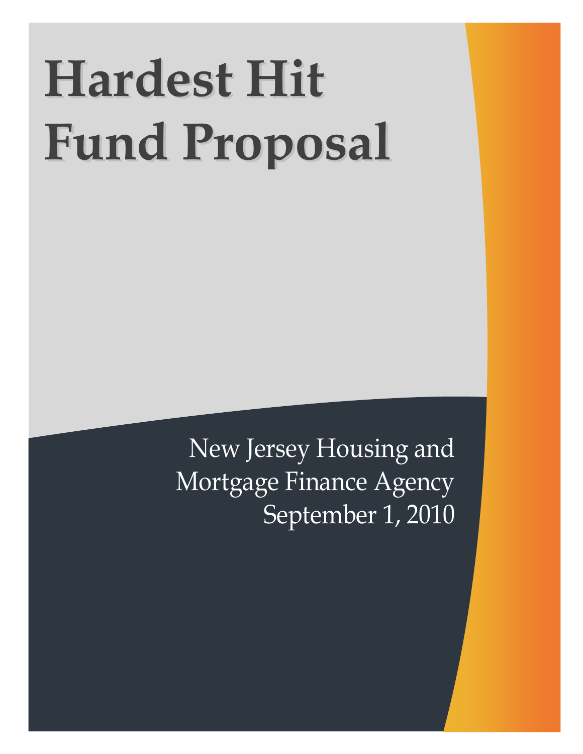# Hardest Hit Fund Proposal

New Jersey Housing and Mortgage Finance Agency
September 1, 2010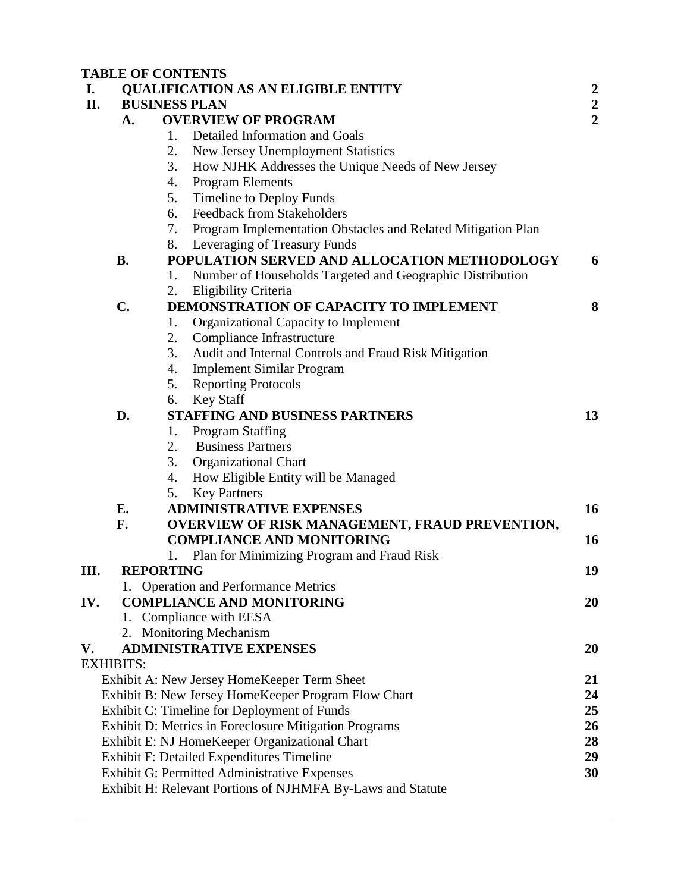**TABLE OF CONTENTS**

| | | |
|---|---|---|
| **I.** | **QUALIFICATION AS AN ELIGIBLE ENTITY** | **2** |
| **II.** | **BUSINESS PLAN** | **2** |
| | **A. OVERVIEW OF PROGRAM** | **2** |
| | 1. Detailed Information and Goals | |
| | 2. New Jersey Unemployment Statistics | |
| | 3. How NJHK Addresses the Unique Needs of New Jersey | |
| | 4. Program Elements | |
| | 5. Timeline to Deploy Funds | |
| | 6. Feedback from Stakeholders | |
| | 7. Program Implementation Obstacles and Related Mitigation Plan | |
| | 8. Leveraging of Treasury Funds | |
| | **B. POPULATION SERVED AND ALLOCATION METHODOLOGY** | **6** |
| | 1. Number of Households Targeted and Geographic Distribution | |
| | 2. Eligibility Criteria | |
| | **C. DEMONSTRATION OF CAPACITY TO IMPLEMENT** | **8** |
| | 1. Organizational Capacity to Implement | |
| | 2. Compliance Infrastructure | |
| | 3. Audit and Internal Controls and Fraud Risk Mitigation | |
| | 4. Implement Similar Program | |
| | 5. Reporting Protocols | |
| | 6. Key Staff | |
| | **D. STAFFING AND BUSINESS PARTNERS** | **13** |
| | 1. Program Staffing | |
| | 2. Business Partners | |
| | 3. Organizational Chart | |
| | 4. How Eligible Entity will be Managed | |
| | 5. Key Partners | |
| | **E. ADMINISTRATIVE EXPENSES** | **16** |
| | **F. OVERVIEW OF RISK MANAGEMENT, FRAUD PREVENTION, COMPLIANCE AND MONITORING** | **16** |
| | 1. Plan for Minimizing Program and Fraud Risk | |
| **III.** | **REPORTING** | **19** |
| | 1. Operation and Performance Metrics | |
| **IV.** | **COMPLIANCE AND MONITORING** | **20** |
| | 1. Compliance with EESA | |
| | 2. Monitoring Mechanism | |
| **V.** | **ADMINISTRATIVE EXPENSES** | **20** |

EXHIBITS:

| | |
|---|---|
| Exhibit A: New Jersey HomeKeeper Term Sheet | **21** |
| Exhibit B: New Jersey HomeKeeper Program Flow Chart | **24** |
| Exhibit C: Timeline for Deployment of Funds | **25** |
| Exhibit D: Metrics in Foreclosure Mitigation Programs | **26** |
| Exhibit E: NJ HomeKeeper Organizational Chart | **28** |
| Exhibit F: Detailed Expenditures Timeline | **29** |
| Exhibit G: Permitted Administrative Expenses | **30** |
| Exhibit H: Relevant Portions of NJHMFA By-Laws and Statute | |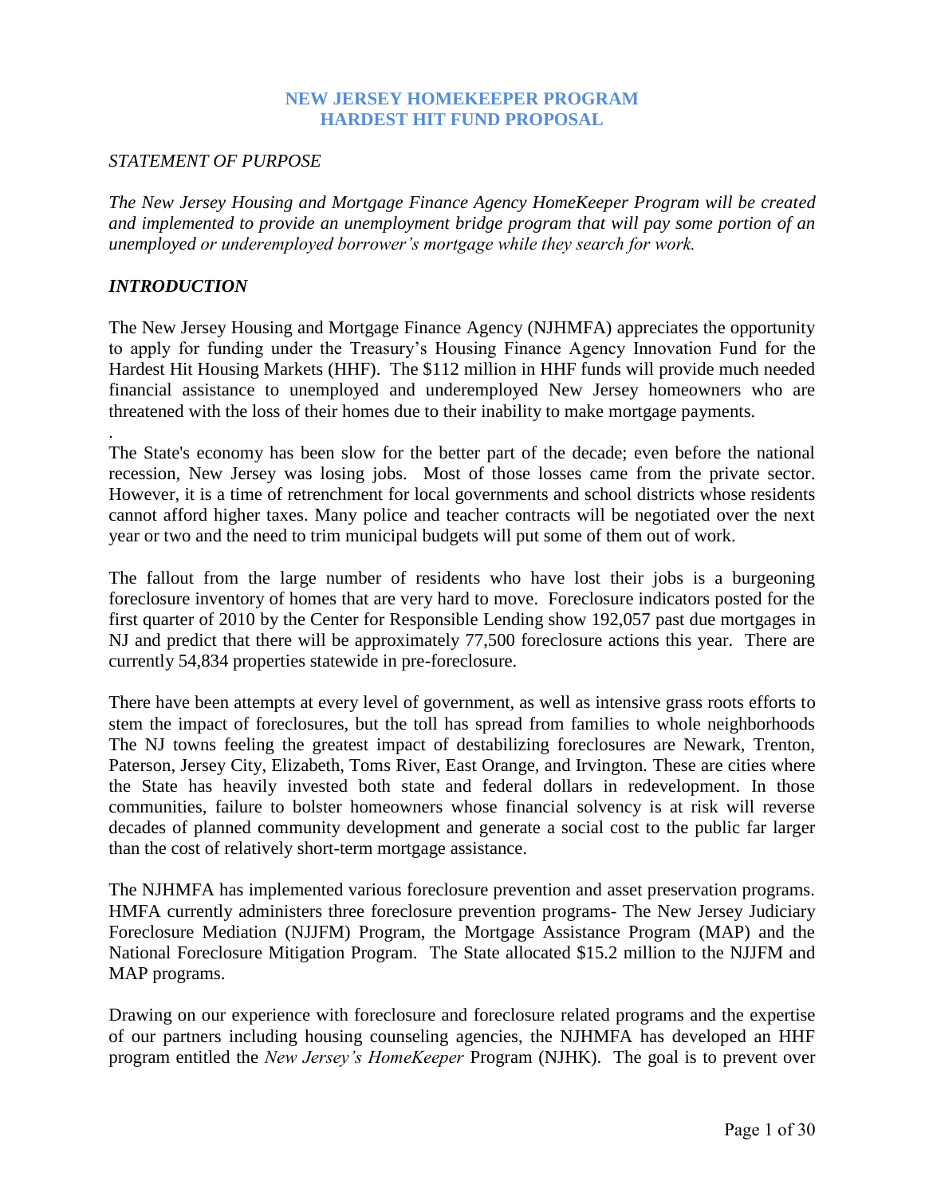# NEW JERSEY HOMEKEEPER PROGRAM
# HARDEST HIT FUND PROPOSAL

*STATEMENT OF PURPOSE*

*The New Jersey Housing and Mortgage Finance Agency HomeKeeper Program will be created and implemented to provide an unemployment bridge program that will pay some portion of an unemployed or underemployed borrower's mortgage while they search for work.*

***INTRODUCTION***

The New Jersey Housing and Mortgage Finance Agency (NJHMFA) appreciates the opportunity to apply for funding under the Treasury's Housing Finance Agency Innovation Fund for the Hardest Hit Housing Markets (HHF). The $112 million in HHF funds will provide much needed financial assistance to unemployed and underemployed New Jersey homeowners who are threatened with the loss of their homes due to their inability to make mortgage payments.

.

The State's economy has been slow for the better part of the decade; even before the national recession, New Jersey was losing jobs. Most of those losses came from the private sector. However, it is a time of retrenchment for local governments and school districts whose residents cannot afford higher taxes. Many police and teacher contracts will be negotiated over the next year or two and the need to trim municipal budgets will put some of them out of work.

The fallout from the large number of residents who have lost their jobs is a burgeoning foreclosure inventory of homes that are very hard to move. Foreclosure indicators posted for the first quarter of 2010 by the Center for Responsible Lending show 192,057 past due mortgages in NJ and predict that there will be approximately 77,500 foreclosure actions this year. There are currently 54,834 properties statewide in pre-foreclosure.

There have been attempts at every level of government, as well as intensive grass roots efforts to stem the impact of foreclosures, but the toll has spread from families to whole neighborhoods The NJ towns feeling the greatest impact of destabilizing foreclosures are Newark, Trenton, Paterson, Jersey City, Elizabeth, Toms River, East Orange, and Irvington. These are cities where the State has heavily invested both state and federal dollars in redevelopment. In those communities, failure to bolster homeowners whose financial solvency is at risk will reverse decades of planned community development and generate a social cost to the public far larger than the cost of relatively short-term mortgage assistance.

The NJHMFA has implemented various foreclosure prevention and asset preservation programs. HMFA currently administers three foreclosure prevention programs- The New Jersey Judiciary Foreclosure Mediation (NJJFM) Program, the Mortgage Assistance Program (MAP) and the National Foreclosure Mitigation Program. The State allocated $15.2 million to the NJJFM and MAP programs.

Drawing on our experience with foreclosure and foreclosure related programs and the expertise of our partners including housing counseling agencies, the NJHMFA has developed an HHF program entitled the *New Jersey's HomeKeeper* Program (NJHK). The goal is to prevent over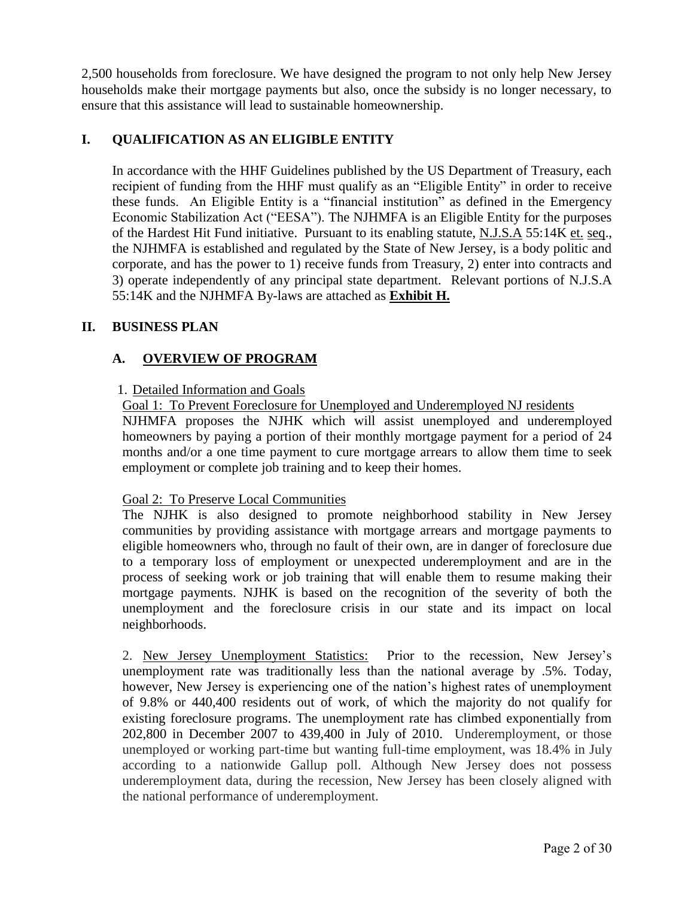2,500 households from foreclosure. We have designed the program to not only help New Jersey households make their mortgage payments but also, once the subsidy is no longer necessary, to ensure that this assistance will lead to sustainable homeownership.

## I. QUALIFICATION AS AN ELIGIBLE ENTITY

In accordance with the HHF Guidelines published by the US Department of Treasury, each recipient of funding from the HHF must qualify as an "Eligible Entity" in order to receive these funds. An Eligible Entity is a "financial institution" as defined in the Emergency Economic Stabilization Act ("EESA"). The NJHMFA is an Eligible Entity for the purposes of the Hardest Hit Fund initiative. Pursuant to its enabling statute, N.J.S.A 55:14K et. seq., the NJHMFA is established and regulated by the State of New Jersey, is a body politic and corporate, and has the power to 1) receive funds from Treasury, 2) enter into contracts and 3) operate independently of any principal state department. Relevant portions of N.J.S.A 55:14K and the NJHMFA By-laws are attached as **Exhibit H.**

## II. BUSINESS PLAN

### A. OVERVIEW OF PROGRAM

1. Detailed Information and Goals

Goal 1: To Prevent Foreclosure for Unemployed and Underemployed NJ residents

NJHMFA proposes the NJHK which will assist unemployed and underemployed homeowners by paying a portion of their monthly mortgage payment for a period of 24 months and/or a one time payment to cure mortgage arrears to allow them time to seek employment or complete job training and to keep their homes.

Goal 2: To Preserve Local Communities

The NJHK is also designed to promote neighborhood stability in New Jersey communities by providing assistance with mortgage arrears and mortgage payments to eligible homeowners who, through no fault of their own, are in danger of foreclosure due to a temporary loss of employment or unexpected underemployment and are in the process of seeking work or job training that will enable them to resume making their mortgage payments. NJHK is based on the recognition of the severity of both the unemployment and the foreclosure crisis in our state and its impact on local neighborhoods.

2. New Jersey Unemployment Statistics: Prior to the recession, New Jersey's unemployment rate was traditionally less than the national average by .5%. Today, however, New Jersey is experiencing one of the nation's highest rates of unemployment of 9.8% or 440,400 residents out of work, of which the majority do not qualify for existing foreclosure programs. The unemployment rate has climbed exponentially from 202,800 in December 2007 to 439,400 in July of 2010. Underemployment, or those unemployed or working part-time but wanting full-time employment, was 18.4% in July according to a nationwide Gallup poll. Although New Jersey does not possess underemployment data, during the recession, New Jersey has been closely aligned with the national performance of underemployment.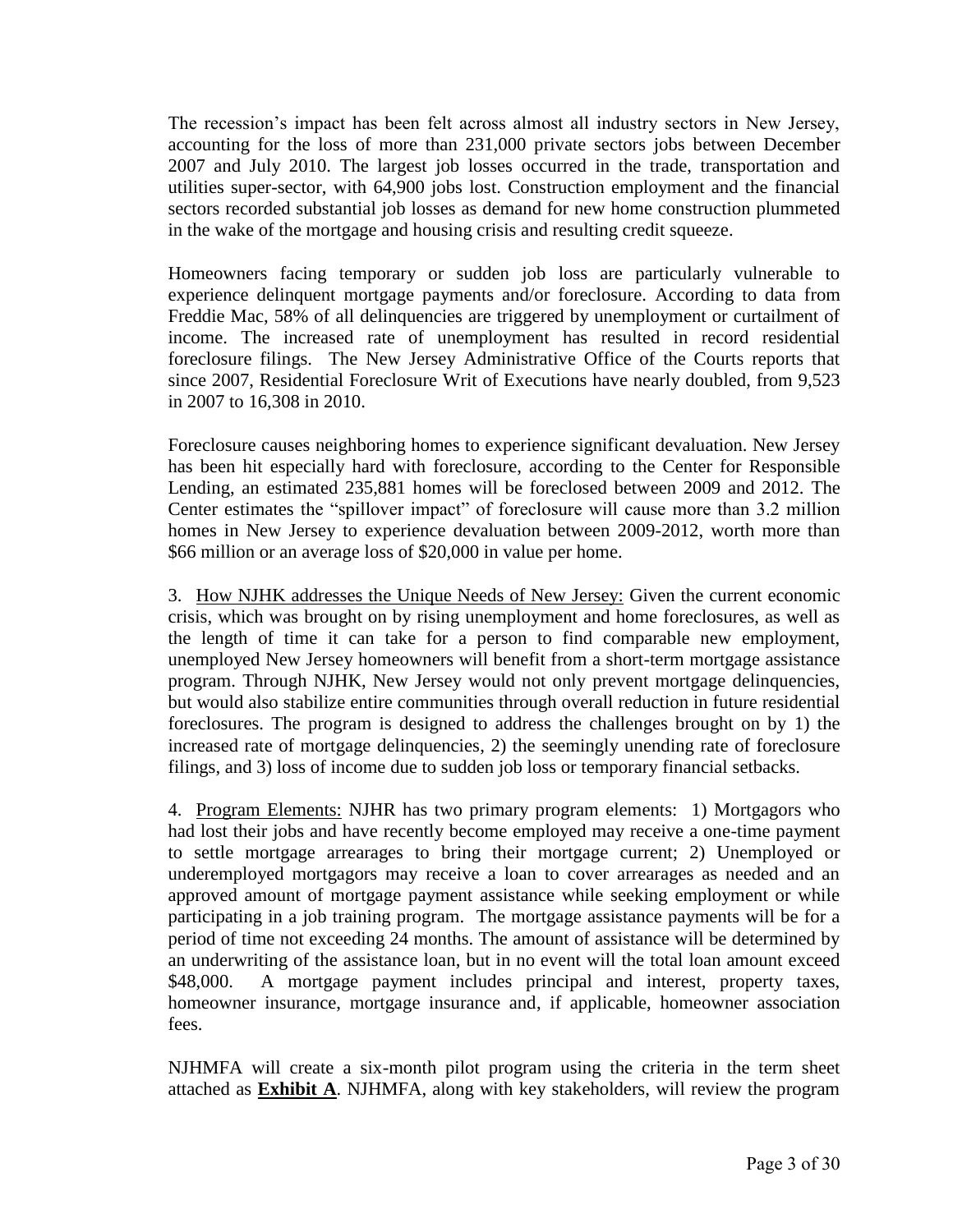The recession's impact has been felt across almost all industry sectors in New Jersey, accounting for the loss of more than 231,000 private sectors jobs between December 2007 and July 2010. The largest job losses occurred in the trade, transportation and utilities super-sector, with 64,900 jobs lost. Construction employment and the financial sectors recorded substantial job losses as demand for new home construction plummeted in the wake of the mortgage and housing crisis and resulting credit squeeze.

Homeowners facing temporary or sudden job loss are particularly vulnerable to experience delinquent mortgage payments and/or foreclosure. According to data from Freddie Mac, 58% of all delinquencies are triggered by unemployment or curtailment of income. The increased rate of unemployment has resulted in record residential foreclosure filings. The New Jersey Administrative Office of the Courts reports that since 2007, Residential Foreclosure Writ of Executions have nearly doubled, from 9,523 in 2007 to 16,308 in 2010.

Foreclosure causes neighboring homes to experience significant devaluation. New Jersey has been hit especially hard with foreclosure, according to the Center for Responsible Lending, an estimated 235,881 homes will be foreclosed between 2009 and 2012. The Center estimates the "spillover impact" of foreclosure will cause more than 3.2 million homes in New Jersey to experience devaluation between 2009-2012, worth more than $66 million or an average loss of $20,000 in value per home.

3. <u>How NJHK addresses the Unique Needs of New Jersey:</u> Given the current economic crisis, which was brought on by rising unemployment and home foreclosures, as well as the length of time it can take for a person to find comparable new employment, unemployed New Jersey homeowners will benefit from a short-term mortgage assistance program. Through NJHK, New Jersey would not only prevent mortgage delinquencies, but would also stabilize entire communities through overall reduction in future residential foreclosures. The program is designed to address the challenges brought on by 1) the increased rate of mortgage delinquencies, 2) the seemingly unending rate of foreclosure filings, and 3) loss of income due to sudden job loss or temporary financial setbacks.

4. <u>Program Elements:</u> NJHR has two primary program elements: 1) Mortgagors who had lost their jobs and have recently become employed may receive a one-time payment to settle mortgage arrearages to bring their mortgage current; 2) Unemployed or underemployed mortgagors may receive a loan to cover arrearages as needed and an approved amount of mortgage payment assistance while seeking employment or while participating in a job training program. The mortgage assistance payments will be for a period of time not exceeding 24 months. The amount of assistance will be determined by an underwriting of the assistance loan, but in no event will the total loan amount exceed $48,000. A mortgage payment includes principal and interest, property taxes, homeowner insurance, mortgage insurance and, if applicable, homeowner association fees.

NJHMFA will create a six-month pilot program using the criteria in the term sheet attached as <u>**Exhibit A**</u>. NJHMFA, along with key stakeholders, will review the program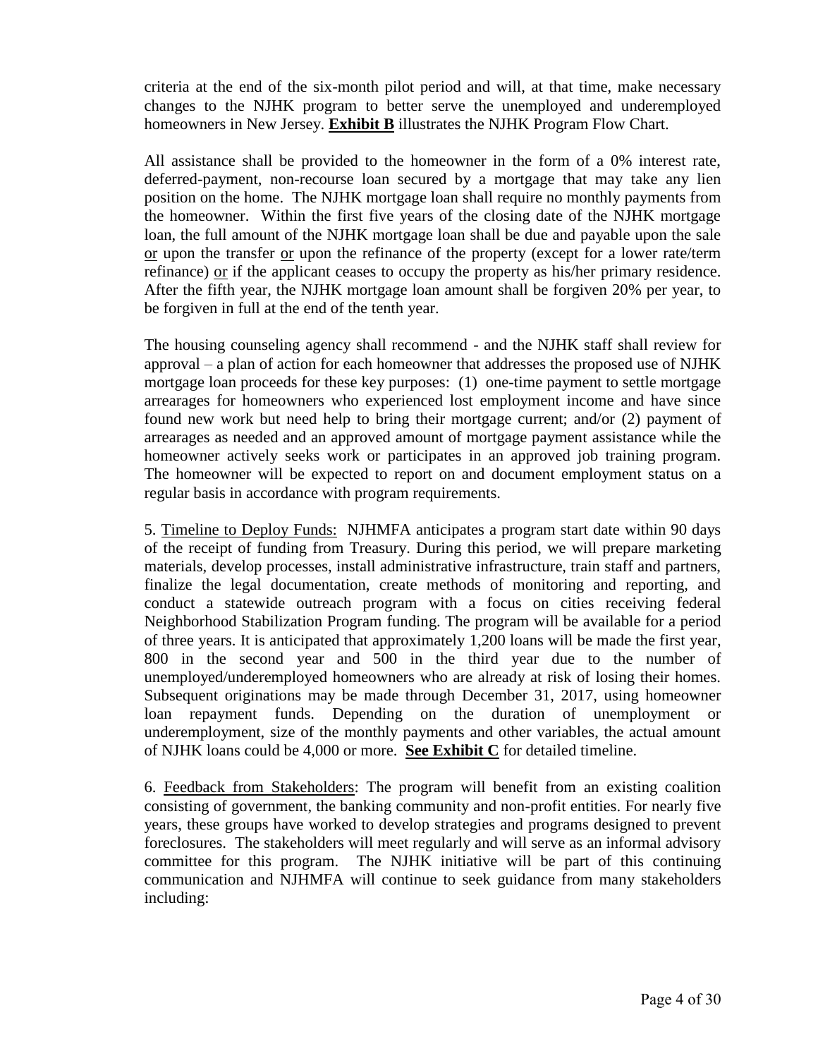criteria at the end of the six-month pilot period and will, at that time, make necessary changes to the NJHK program to better serve the unemployed and underemployed homeowners in New Jersey. **Exhibit B** illustrates the NJHK Program Flow Chart.

All assistance shall be provided to the homeowner in the form of a 0% interest rate, deferred-payment, non-recourse loan secured by a mortgage that may take any lien position on the home. The NJHK mortgage loan shall require no monthly payments from the homeowner. Within the first five years of the closing date of the NJHK mortgage loan, the full amount of the NJHK mortgage loan shall be due and payable upon the sale or upon the transfer or upon the refinance of the property (except for a lower rate/term refinance) or if the applicant ceases to occupy the property as his/her primary residence. After the fifth year, the NJHK mortgage loan amount shall be forgiven 20% per year, to be forgiven in full at the end of the tenth year.

The housing counseling agency shall recommend - and the NJHK staff shall review for approval – a plan of action for each homeowner that addresses the proposed use of NJHK mortgage loan proceeds for these key purposes: (1) one-time payment to settle mortgage arrearages for homeowners who experienced lost employment income and have since found new work but need help to bring their mortgage current; and/or (2) payment of arrearages as needed and an approved amount of mortgage payment assistance while the homeowner actively seeks work or participates in an approved job training program. The homeowner will be expected to report on and document employment status on a regular basis in accordance with program requirements.

5. Timeline to Deploy Funds: NJHMFA anticipates a program start date within 90 days of the receipt of funding from Treasury. During this period, we will prepare marketing materials, develop processes, install administrative infrastructure, train staff and partners, finalize the legal documentation, create methods of monitoring and reporting, and conduct a statewide outreach program with a focus on cities receiving federal Neighborhood Stabilization Program funding. The program will be available for a period of three years. It is anticipated that approximately 1,200 loans will be made the first year, 800 in the second year and 500 in the third year due to the number of unemployed/underemployed homeowners who are already at risk of losing their homes. Subsequent originations may be made through December 31, 2017, using homeowner loan repayment funds. Depending on the duration of unemployment or underemployment, size of the monthly payments and other variables, the actual amount of NJHK loans could be 4,000 or more. **See Exhibit C** for detailed timeline.

6. Feedback from Stakeholders: The program will benefit from an existing coalition consisting of government, the banking community and non-profit entities. For nearly five years, these groups have worked to develop strategies and programs designed to prevent foreclosures. The stakeholders will meet regularly and will serve as an informal advisory committee for this program. The NJHK initiative will be part of this continuing communication and NJHMFA will continue to seek guidance from many stakeholders including: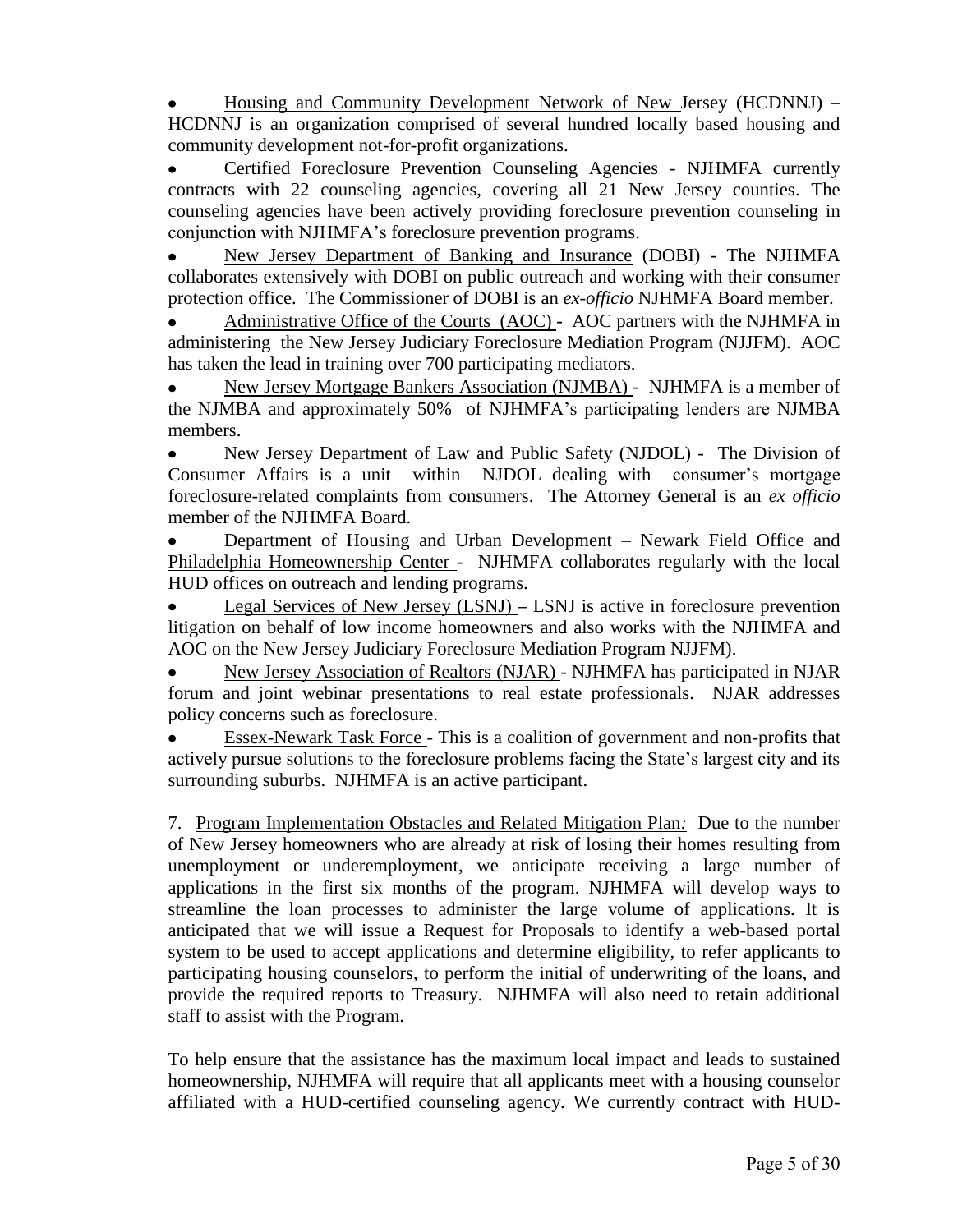- Housing and Community Development Network of New Jersey (HCDNNJ) – HCDNNJ is an organization comprised of several hundred locally based housing and community development not-for-profit organizations.
- Certified Foreclosure Prevention Counseling Agencies - NJHMFA currently contracts with 22 counseling agencies, covering all 21 New Jersey counties. The counseling agencies have been actively providing foreclosure prevention counseling in conjunction with NJHMFA's foreclosure prevention programs.
- New Jersey Department of Banking and Insurance (DOBI) - The NJHMFA collaborates extensively with DOBI on public outreach and working with their consumer protection office. The Commissioner of DOBI is an *ex-officio* NJHMFA Board member.
- Administrative Office of the Courts (AOC) - AOC partners with the NJHMFA in administering the New Jersey Judiciary Foreclosure Mediation Program (NJJFM). AOC has taken the lead in training over 700 participating mediators.
- New Jersey Mortgage Bankers Association (NJMBA) - NJHMFA is a member of the NJMBA and approximately 50% of NJHMFA's participating lenders are NJMBA members.
- New Jersey Department of Law and Public Safety (NJDOL) - The Division of Consumer Affairs is a unit within NJDOL dealing with consumer's mortgage foreclosure-related complaints from consumers. The Attorney General is an *ex officio* member of the NJHMFA Board.
- Department of Housing and Urban Development – Newark Field Office and Philadelphia Homeownership Center - NJHMFA collaborates regularly with the local HUD offices on outreach and lending programs.
- Legal Services of New Jersey (LSNJ) – LSNJ is active in foreclosure prevention litigation on behalf of low income homeowners and also works with the NJHMFA and AOC on the New Jersey Judiciary Foreclosure Mediation Program NJJFM).
- New Jersey Association of Realtors (NJAR) - NJHMFA has participated in NJAR forum and joint webinar presentations to real estate professionals. NJAR addresses policy concerns such as foreclosure.
- Essex-Newark Task Force - This is a coalition of government and non-profits that actively pursue solutions to the foreclosure problems facing the State's largest city and its surrounding suburbs. NJHMFA is an active participant.

7. Program Implementation Obstacles and Related Mitigation Plan*:* Due to the number of New Jersey homeowners who are already at risk of losing their homes resulting from unemployment or underemployment, we anticipate receiving a large number of applications in the first six months of the program. NJHMFA will develop ways to streamline the loan processes to administer the large volume of applications. It is anticipated that we will issue a Request for Proposals to identify a web-based portal system to be used to accept applications and determine eligibility, to refer applicants to participating housing counselors, to perform the initial of underwriting of the loans, and provide the required reports to Treasury. NJHMFA will also need to retain additional staff to assist with the Program.

To help ensure that the assistance has the maximum local impact and leads to sustained homeownership, NJHMFA will require that all applicants meet with a housing counselor affiliated with a HUD-certified counseling agency. We currently contract with HUD-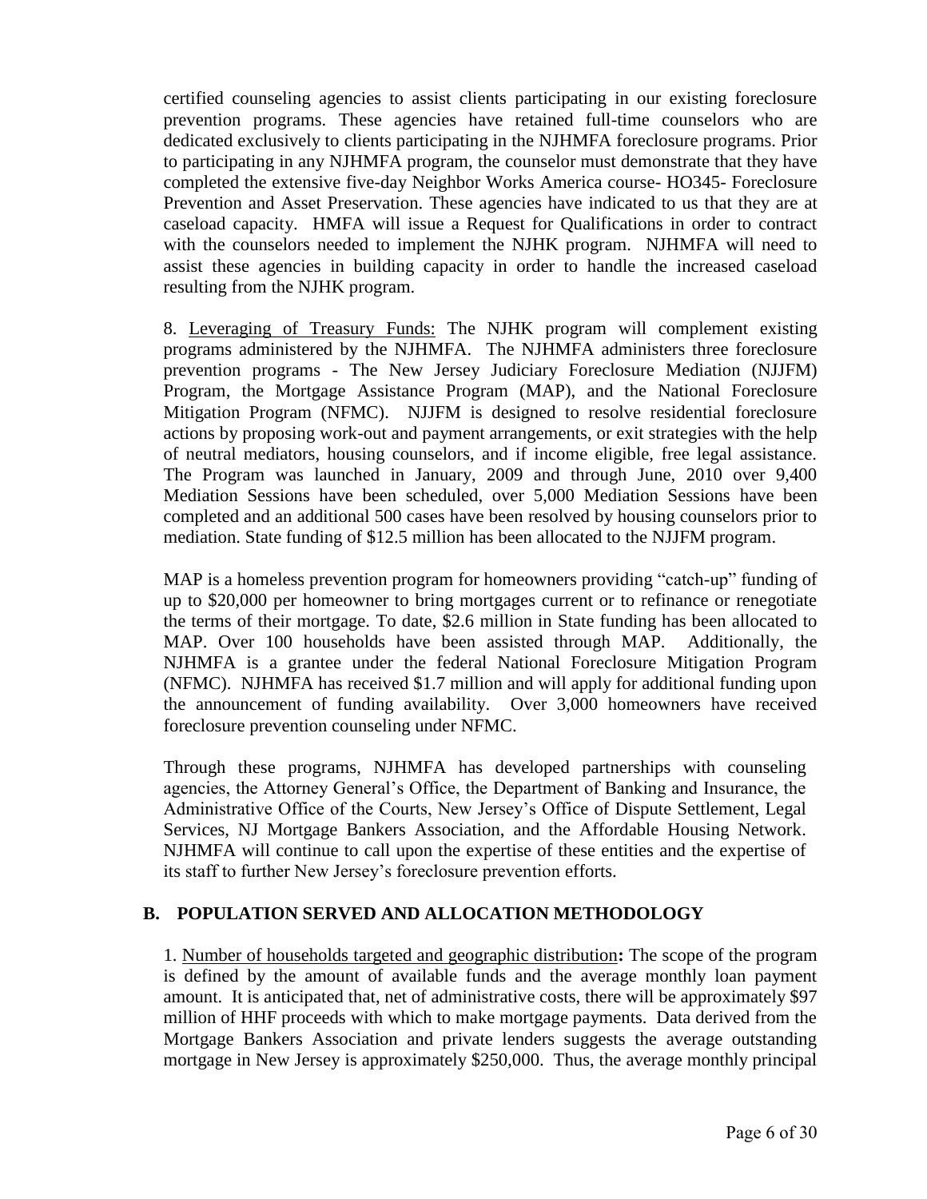certified counseling agencies to assist clients participating in our existing foreclosure prevention programs. These agencies have retained full-time counselors who are dedicated exclusively to clients participating in the NJHMFA foreclosure programs. Prior to participating in any NJHMFA program, the counselor must demonstrate that they have completed the extensive five-day Neighbor Works America course- HO345- Foreclosure Prevention and Asset Preservation. These agencies have indicated to us that they are at caseload capacity. HMFA will issue a Request for Qualifications in order to contract with the counselors needed to implement the NJHK program. NJHMFA will need to assist these agencies in building capacity in order to handle the increased caseload resulting from the NJHK program.

8. Leveraging of Treasury Funds: The NJHK program will complement existing programs administered by the NJHMFA. The NJHMFA administers three foreclosure prevention programs - The New Jersey Judiciary Foreclosure Mediation (NJJFM) Program, the Mortgage Assistance Program (MAP), and the National Foreclosure Mitigation Program (NFMC). NJJFM is designed to resolve residential foreclosure actions by proposing work-out and payment arrangements, or exit strategies with the help of neutral mediators, housing counselors, and if income eligible, free legal assistance. The Program was launched in January, 2009 and through June, 2010 over 9,400 Mediation Sessions have been scheduled, over 5,000 Mediation Sessions have been completed and an additional 500 cases have been resolved by housing counselors prior to mediation. State funding of $12.5 million has been allocated to the NJJFM program.

MAP is a homeless prevention program for homeowners providing "catch-up" funding of up to $20,000 per homeowner to bring mortgages current or to refinance or renegotiate the terms of their mortgage. To date, $2.6 million in State funding has been allocated to MAP. Over 100 households have been assisted through MAP. Additionally, the NJHMFA is a grantee under the federal National Foreclosure Mitigation Program (NFMC). NJHMFA has received $1.7 million and will apply for additional funding upon the announcement of funding availability. Over 3,000 homeowners have received foreclosure prevention counseling under NFMC.

Through these programs, NJHMFA has developed partnerships with counseling agencies, the Attorney General's Office, the Department of Banking and Insurance, the Administrative Office of the Courts, New Jersey's Office of Dispute Settlement, Legal Services, NJ Mortgage Bankers Association, and the Affordable Housing Network. NJHMFA will continue to call upon the expertise of these entities and the expertise of its staff to further New Jersey's foreclosure prevention efforts.

## B. POPULATION SERVED AND ALLOCATION METHODOLOGY

1. Number of households targeted and geographic distribution**:** The scope of the program is defined by the amount of available funds and the average monthly loan payment amount. It is anticipated that, net of administrative costs, there will be approximately $97 million of HHF proceeds with which to make mortgage payments. Data derived from the Mortgage Bankers Association and private lenders suggests the average outstanding mortgage in New Jersey is approximately $250,000. Thus, the average monthly principal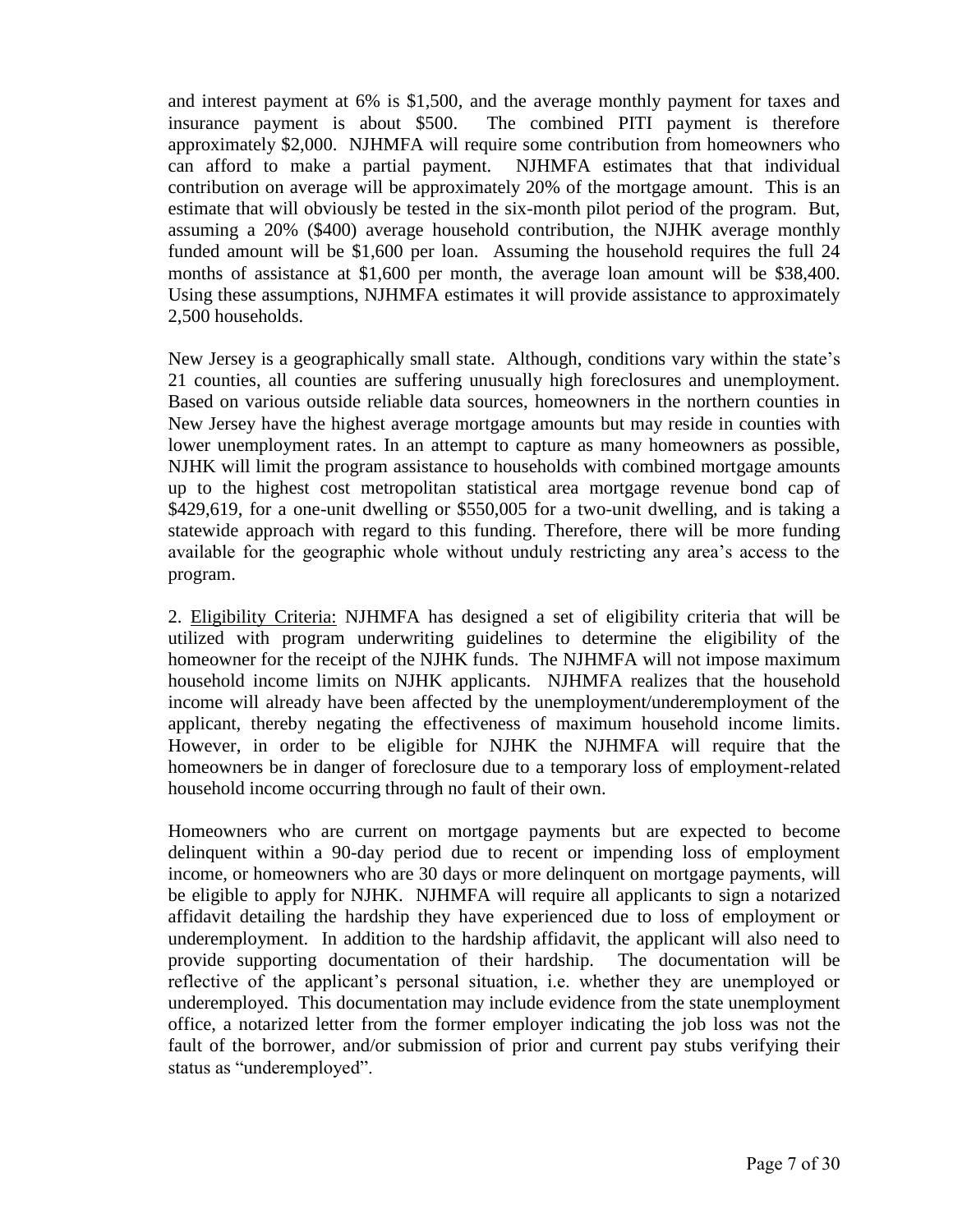and interest payment at 6% is $1,500, and the average monthly payment for taxes and insurance payment is about $500. The combined PITI payment is therefore approximately $2,000. NJHMFA will require some contribution from homeowners who can afford to make a partial payment. NJHMFA estimates that that individual contribution on average will be approximately 20% of the mortgage amount. This is an estimate that will obviously be tested in the six-month pilot period of the program. But, assuming a 20% ($400) average household contribution, the NJHK average monthly funded amount will be $1,600 per loan. Assuming the household requires the full 24 months of assistance at $1,600 per month, the average loan amount will be $38,400. Using these assumptions, NJHMFA estimates it will provide assistance to approximately 2,500 households.

New Jersey is a geographically small state. Although, conditions vary within the state's 21 counties, all counties are suffering unusually high foreclosures and unemployment. Based on various outside reliable data sources, homeowners in the northern counties in New Jersey have the highest average mortgage amounts but may reside in counties with lower unemployment rates. In an attempt to capture as many homeowners as possible, NJHK will limit the program assistance to households with combined mortgage amounts up to the highest cost metropolitan statistical area mortgage revenue bond cap of $429,619, for a one-unit dwelling or $550,005 for a two-unit dwelling, and is taking a statewide approach with regard to this funding. Therefore, there will be more funding available for the geographic whole without unduly restricting any area's access to the program.

2. <u>Eligibility Criteria:</u> NJHMFA has designed a set of eligibility criteria that will be utilized with program underwriting guidelines to determine the eligibility of the homeowner for the receipt of the NJHK funds. The NJHMFA will not impose maximum household income limits on NJHK applicants. NJHMFA realizes that the household income will already have been affected by the unemployment/underemployment of the applicant, thereby negating the effectiveness of maximum household income limits. However, in order to be eligible for NJHK the NJHMFA will require that the homeowners be in danger of foreclosure due to a temporary loss of employment-related household income occurring through no fault of their own.

Homeowners who are current on mortgage payments but are expected to become delinquent within a 90-day period due to recent or impending loss of employment income, or homeowners who are 30 days or more delinquent on mortgage payments, will be eligible to apply for NJHK. NJHMFA will require all applicants to sign a notarized affidavit detailing the hardship they have experienced due to loss of employment or underemployment. In addition to the hardship affidavit, the applicant will also need to provide supporting documentation of their hardship. The documentation will be reflective of the applicant's personal situation, i.e. whether they are unemployed or underemployed. This documentation may include evidence from the state unemployment office, a notarized letter from the former employer indicating the job loss was not the fault of the borrower, and/or submission of prior and current pay stubs verifying their status as "underemployed".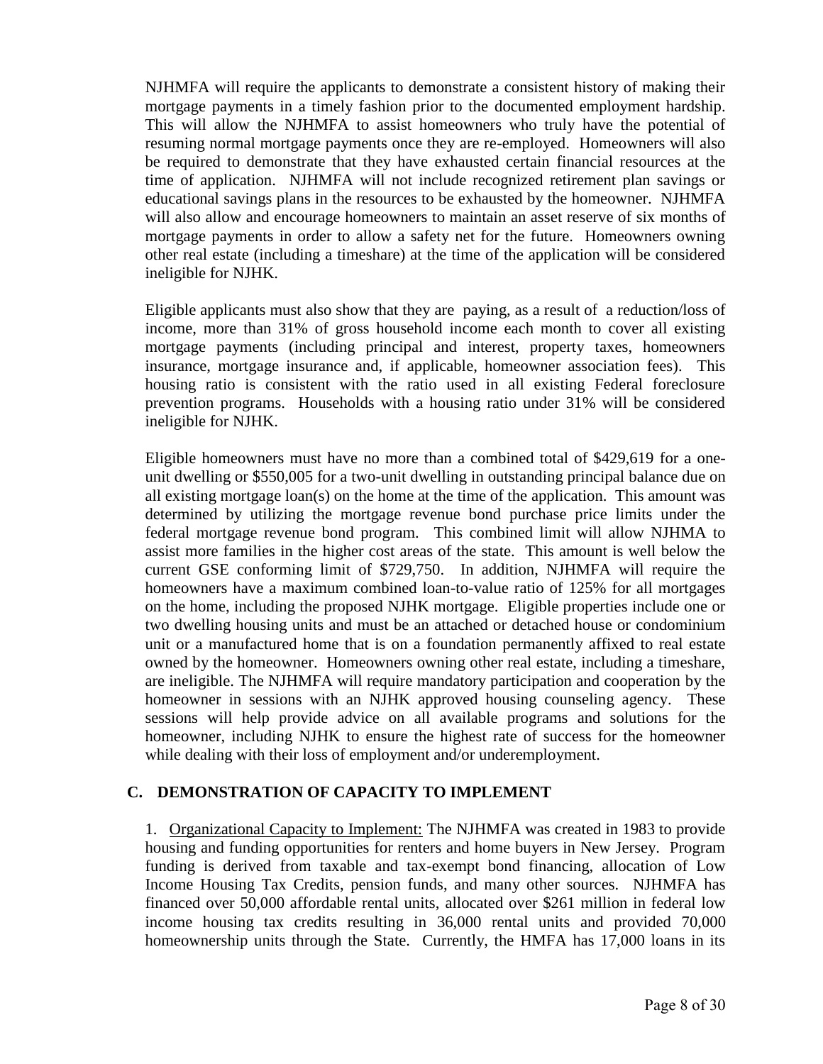NJHMFA will require the applicants to demonstrate a consistent history of making their mortgage payments in a timely fashion prior to the documented employment hardship. This will allow the NJHMFA to assist homeowners who truly have the potential of resuming normal mortgage payments once they are re-employed. Homeowners will also be required to demonstrate that they have exhausted certain financial resources at the time of application. NJHMFA will not include recognized retirement plan savings or educational savings plans in the resources to be exhausted by the homeowner. NJHMFA will also allow and encourage homeowners to maintain an asset reserve of six months of mortgage payments in order to allow a safety net for the future. Homeowners owning other real estate (including a timeshare) at the time of the application will be considered ineligible for NJHK.

Eligible applicants must also show that they are paying, as a result of a reduction/loss of income, more than 31% of gross household income each month to cover all existing mortgage payments (including principal and interest, property taxes, homeowners insurance, mortgage insurance and, if applicable, homeowner association fees). This housing ratio is consistent with the ratio used in all existing Federal foreclosure prevention programs. Households with a housing ratio under 31% will be considered ineligible for NJHK.

Eligible homeowners must have no more than a combined total of $429,619 for a one-unit dwelling or $550,005 for a two-unit dwelling in outstanding principal balance due on all existing mortgage loan(s) on the home at the time of the application. This amount was determined by utilizing the mortgage revenue bond purchase price limits under the federal mortgage revenue bond program. This combined limit will allow NJHMA to assist more families in the higher cost areas of the state. This amount is well below the current GSE conforming limit of $729,750. In addition, NJHMFA will require the homeowners have a maximum combined loan-to-value ratio of 125% for all mortgages on the home, including the proposed NJHK mortgage. Eligible properties include one or two dwelling housing units and must be an attached or detached house or condominium unit or a manufactured home that is on a foundation permanently affixed to real estate owned by the homeowner. Homeowners owning other real estate, including a timeshare, are ineligible. The NJHMFA will require mandatory participation and cooperation by the homeowner in sessions with an NJHK approved housing counseling agency. These sessions will help provide advice on all available programs and solutions for the homeowner, including NJHK to ensure the highest rate of success for the homeowner while dealing with their loss of employment and/or underemployment.

## C. DEMONSTRATION OF CAPACITY TO IMPLEMENT

1. Organizational Capacity to Implement: The NJHMFA was created in 1983 to provide housing and funding opportunities for renters and home buyers in New Jersey. Program funding is derived from taxable and tax-exempt bond financing, allocation of Low Income Housing Tax Credits, pension funds, and many other sources. NJHMFA has financed over 50,000 affordable rental units, allocated over $261 million in federal low income housing tax credits resulting in 36,000 rental units and provided 70,000 homeownership units through the State. Currently, the HMFA has 17,000 loans in its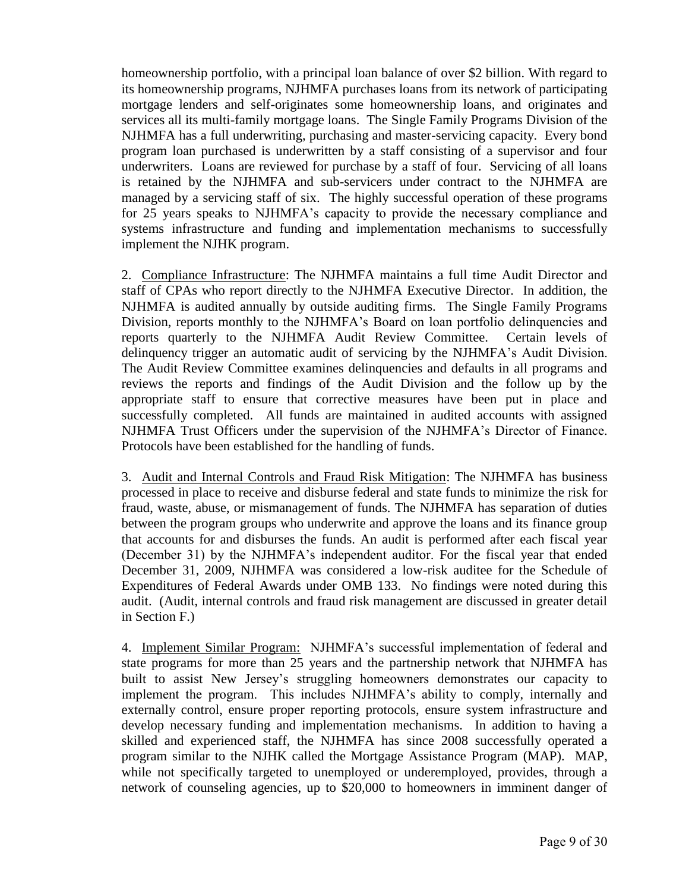homeownership portfolio, with a principal loan balance of over $2 billion. With regard to its homeownership programs, NJHMFA purchases loans from its network of participating mortgage lenders and self-originates some homeownership loans, and originates and services all its multi-family mortgage loans. The Single Family Programs Division of the NJHMFA has a full underwriting, purchasing and master-servicing capacity. Every bond program loan purchased is underwritten by a staff consisting of a supervisor and four underwriters. Loans are reviewed for purchase by a staff of four. Servicing of all loans is retained by the NJHMFA and sub-servicers under contract to the NJHMFA are managed by a servicing staff of six. The highly successful operation of these programs for 25 years speaks to NJHMFA's capacity to provide the necessary compliance and systems infrastructure and funding and implementation mechanisms to successfully implement the NJHK program.

2. Compliance Infrastructure: The NJHMFA maintains a full time Audit Director and staff of CPAs who report directly to the NJHMFA Executive Director. In addition, the NJHMFA is audited annually by outside auditing firms. The Single Family Programs Division, reports monthly to the NJHMFA's Board on loan portfolio delinquencies and reports quarterly to the NJHMFA Audit Review Committee. Certain levels of delinquency trigger an automatic audit of servicing by the NJHMFA's Audit Division. The Audit Review Committee examines delinquencies and defaults in all programs and reviews the reports and findings of the Audit Division and the follow up by the appropriate staff to ensure that corrective measures have been put in place and successfully completed. All funds are maintained in audited accounts with assigned NJHMFA Trust Officers under the supervision of the NJHMFA's Director of Finance. Protocols have been established for the handling of funds.

3. Audit and Internal Controls and Fraud Risk Mitigation: The NJHMFA has business processed in place to receive and disburse federal and state funds to minimize the risk for fraud, waste, abuse, or mismanagement of funds. The NJHMFA has separation of duties between the program groups who underwrite and approve the loans and its finance group that accounts for and disburses the funds. An audit is performed after each fiscal year (December 31) by the NJHMFA's independent auditor. For the fiscal year that ended December 31, 2009, NJHMFA was considered a low-risk auditee for the Schedule of Expenditures of Federal Awards under OMB 133. No findings were noted during this audit. (Audit, internal controls and fraud risk management are discussed in greater detail in Section F.)

4. Implement Similar Program: NJHMFA's successful implementation of federal and state programs for more than 25 years and the partnership network that NJHMFA has built to assist New Jersey's struggling homeowners demonstrates our capacity to implement the program. This includes NJHMFA's ability to comply, internally and externally control, ensure proper reporting protocols, ensure system infrastructure and develop necessary funding and implementation mechanisms. In addition to having a skilled and experienced staff, the NJHMFA has since 2008 successfully operated a program similar to the NJHK called the Mortgage Assistance Program (MAP). MAP, while not specifically targeted to unemployed or underemployed, provides, through a network of counseling agencies, up to $20,000 to homeowners in imminent danger of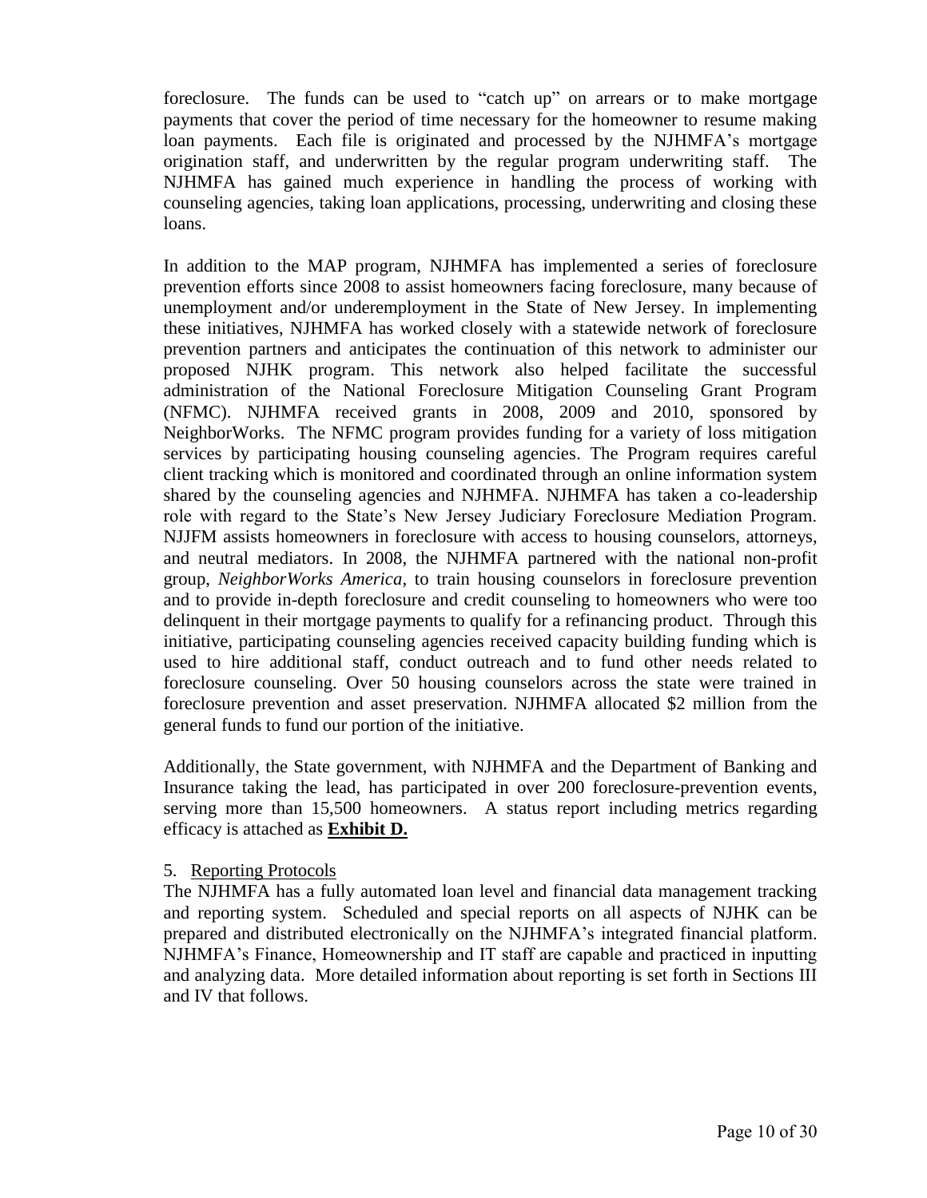foreclosure. The funds can be used to "catch up" on arrears or to make mortgage payments that cover the period of time necessary for the homeowner to resume making loan payments. Each file is originated and processed by the NJHMFA's mortgage origination staff, and underwritten by the regular program underwriting staff. The NJHMFA has gained much experience in handling the process of working with counseling agencies, taking loan applications, processing, underwriting and closing these loans.

In addition to the MAP program, NJHMFA has implemented a series of foreclosure prevention efforts since 2008 to assist homeowners facing foreclosure, many because of unemployment and/or underemployment in the State of New Jersey. In implementing these initiatives, NJHMFA has worked closely with a statewide network of foreclosure prevention partners and anticipates the continuation of this network to administer our proposed NJHK program. This network also helped facilitate the successful administration of the National Foreclosure Mitigation Counseling Grant Program (NFMC). NJHMFA received grants in 2008, 2009 and 2010, sponsored by NeighborWorks. The NFMC program provides funding for a variety of loss mitigation services by participating housing counseling agencies. The Program requires careful client tracking which is monitored and coordinated through an online information system shared by the counseling agencies and NJHMFA. NJHMFA has taken a co-leadership role with regard to the State's New Jersey Judiciary Foreclosure Mediation Program. NJJFM assists homeowners in foreclosure with access to housing counselors, attorneys, and neutral mediators. In 2008, the NJHMFA partnered with the national non-profit group, *NeighborWorks America*, to train housing counselors in foreclosure prevention and to provide in-depth foreclosure and credit counseling to homeowners who were too delinquent in their mortgage payments to qualify for a refinancing product. Through this initiative, participating counseling agencies received capacity building funding which is used to hire additional staff, conduct outreach and to fund other needs related to foreclosure counseling. Over 50 housing counselors across the state were trained in foreclosure prevention and asset preservation. NJHMFA allocated $2 million from the general funds to fund our portion of the initiative.

Additionally, the State government, with NJHMFA and the Department of Banking and Insurance taking the lead, has participated in over 200 foreclosure-prevention events, serving more than 15,500 homeowners. A status report including metrics regarding efficacy is attached as **Exhibit D.**

5. Reporting Protocols

The NJHMFA has a fully automated loan level and financial data management tracking and reporting system. Scheduled and special reports on all aspects of NJHK can be prepared and distributed electronically on the NJHMFA's integrated financial platform. NJHMFA's Finance, Homeownership and IT staff are capable and practiced in inputting and analyzing data. More detailed information about reporting is set forth in Sections III and IV that follows.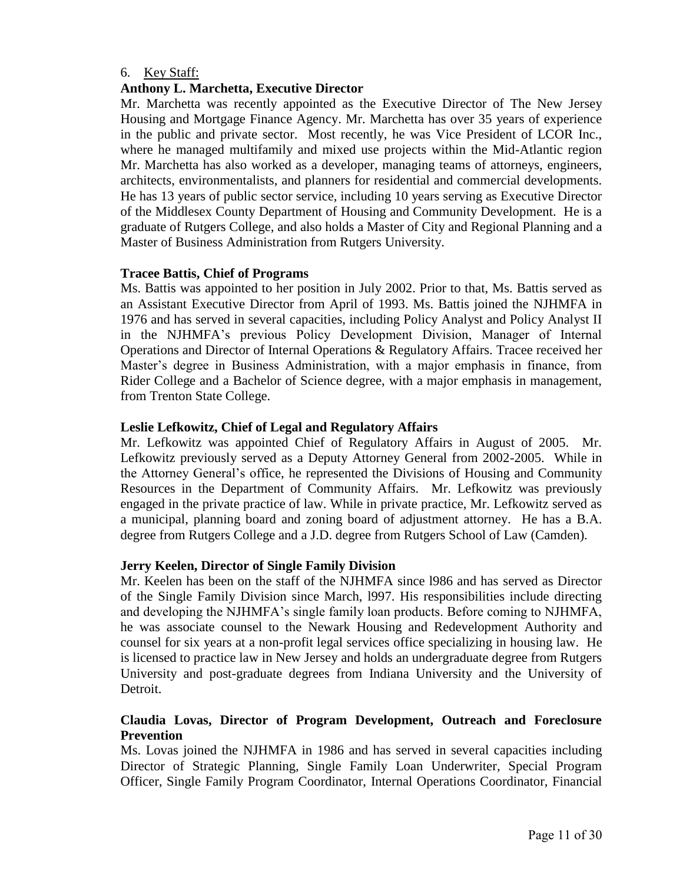6. Key Staff:

**Anthony L. Marchetta, Executive Director**

Mr. Marchetta was recently appointed as the Executive Director of The New Jersey Housing and Mortgage Finance Agency. Mr. Marchetta has over 35 years of experience in the public and private sector. Most recently, he was Vice President of LCOR Inc., where he managed multifamily and mixed use projects within the Mid-Atlantic region Mr. Marchetta has also worked as a developer, managing teams of attorneys, engineers, architects, environmentalists, and planners for residential and commercial developments. He has 13 years of public sector service, including 10 years serving as Executive Director of the Middlesex County Department of Housing and Community Development. He is a graduate of Rutgers College, and also holds a Master of City and Regional Planning and a Master of Business Administration from Rutgers University.

**Tracee Battis, Chief of Programs**

Ms. Battis was appointed to her position in July 2002. Prior to that, Ms. Battis served as an Assistant Executive Director from April of 1993. Ms. Battis joined the NJHMFA in 1976 and has served in several capacities, including Policy Analyst and Policy Analyst II in the NJHMFA's previous Policy Development Division, Manager of Internal Operations and Director of Internal Operations & Regulatory Affairs. Tracee received her Master's degree in Business Administration, with a major emphasis in finance, from Rider College and a Bachelor of Science degree, with a major emphasis in management, from Trenton State College.

**Leslie Lefkowitz, Chief of Legal and Regulatory Affairs**

Mr. Lefkowitz was appointed Chief of Regulatory Affairs in August of 2005. Mr. Lefkowitz previously served as a Deputy Attorney General from 2002-2005. While in the Attorney General's office, he represented the Divisions of Housing and Community Resources in the Department of Community Affairs. Mr. Lefkowitz was previously engaged in the private practice of law. While in private practice, Mr. Lefkowitz served as a municipal, planning board and zoning board of adjustment attorney. He has a B.A. degree from Rutgers College and a J.D. degree from Rutgers School of Law (Camden).

**Jerry Keelen, Director of Single Family Division**

Mr. Keelen has been on the staff of the NJHMFA since l986 and has served as Director of the Single Family Division since March, l997. His responsibilities include directing and developing the NJHMFA's single family loan products. Before coming to NJHMFA, he was associate counsel to the Newark Housing and Redevelopment Authority and counsel for six years at a non-profit legal services office specializing in housing law. He is licensed to practice law in New Jersey and holds an undergraduate degree from Rutgers University and post-graduate degrees from Indiana University and the University of Detroit.

**Claudia Lovas, Director of Program Development, Outreach and Foreclosure Prevention**

Ms. Lovas joined the NJHMFA in 1986 and has served in several capacities including Director of Strategic Planning, Single Family Loan Underwriter, Special Program Officer, Single Family Program Coordinator, Internal Operations Coordinator, Financial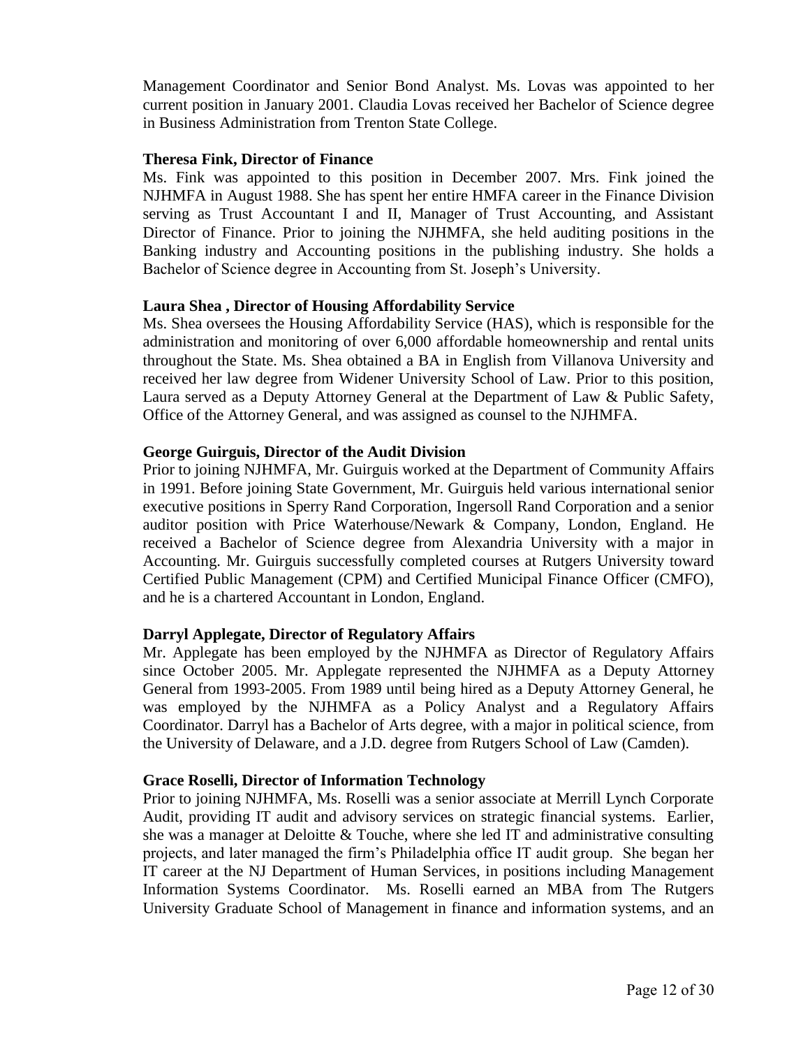Management Coordinator and Senior Bond Analyst. Ms. Lovas was appointed to her current position in January 2001. Claudia Lovas received her Bachelor of Science degree in Business Administration from Trenton State College.

**Theresa Fink, Director of Finance**

Ms. Fink was appointed to this position in December 2007. Mrs. Fink joined the NJHMFA in August 1988. She has spent her entire HMFA career in the Finance Division serving as Trust Accountant I and II, Manager of Trust Accounting, and Assistant Director of Finance. Prior to joining the NJHMFA, she held auditing positions in the Banking industry and Accounting positions in the publishing industry. She holds a Bachelor of Science degree in Accounting from St. Joseph's University.

**Laura Shea , Director of Housing Affordability Service**

Ms. Shea oversees the Housing Affordability Service (HAS), which is responsible for the administration and monitoring of over 6,000 affordable homeownership and rental units throughout the State. Ms. Shea obtained a BA in English from Villanova University and received her law degree from Widener University School of Law. Prior to this position, Laura served as a Deputy Attorney General at the Department of Law & Public Safety, Office of the Attorney General, and was assigned as counsel to the NJHMFA.

**George Guirguis, Director of the Audit Division**

Prior to joining NJHMFA, Mr. Guirguis worked at the Department of Community Affairs in 1991. Before joining State Government, Mr. Guirguis held various international senior executive positions in Sperry Rand Corporation, Ingersoll Rand Corporation and a senior auditor position with Price Waterhouse/Newark & Company, London, England. He received a Bachelor of Science degree from Alexandria University with a major in Accounting. Mr. Guirguis successfully completed courses at Rutgers University toward Certified Public Management (CPM) and Certified Municipal Finance Officer (CMFO), and he is a chartered Accountant in London, England.

**Darryl Applegate, Director of Regulatory Affairs**

Mr. Applegate has been employed by the NJHMFA as Director of Regulatory Affairs since October 2005. Mr. Applegate represented the NJHMFA as a Deputy Attorney General from 1993-2005. From 1989 until being hired as a Deputy Attorney General, he was employed by the NJHMFA as a Policy Analyst and a Regulatory Affairs Coordinator. Darryl has a Bachelor of Arts degree, with a major in political science, from the University of Delaware, and a J.D. degree from Rutgers School of Law (Camden).

**Grace Roselli, Director of Information Technology**

Prior to joining NJHMFA, Ms. Roselli was a senior associate at Merrill Lynch Corporate Audit, providing IT audit and advisory services on strategic financial systems. Earlier, she was a manager at Deloitte & Touche, where she led IT and administrative consulting projects, and later managed the firm's Philadelphia office IT audit group. She began her IT career at the NJ Department of Human Services, in positions including Management Information Systems Coordinator. Ms. Roselli earned an MBA from The Rutgers University Graduate School of Management in finance and information systems, and an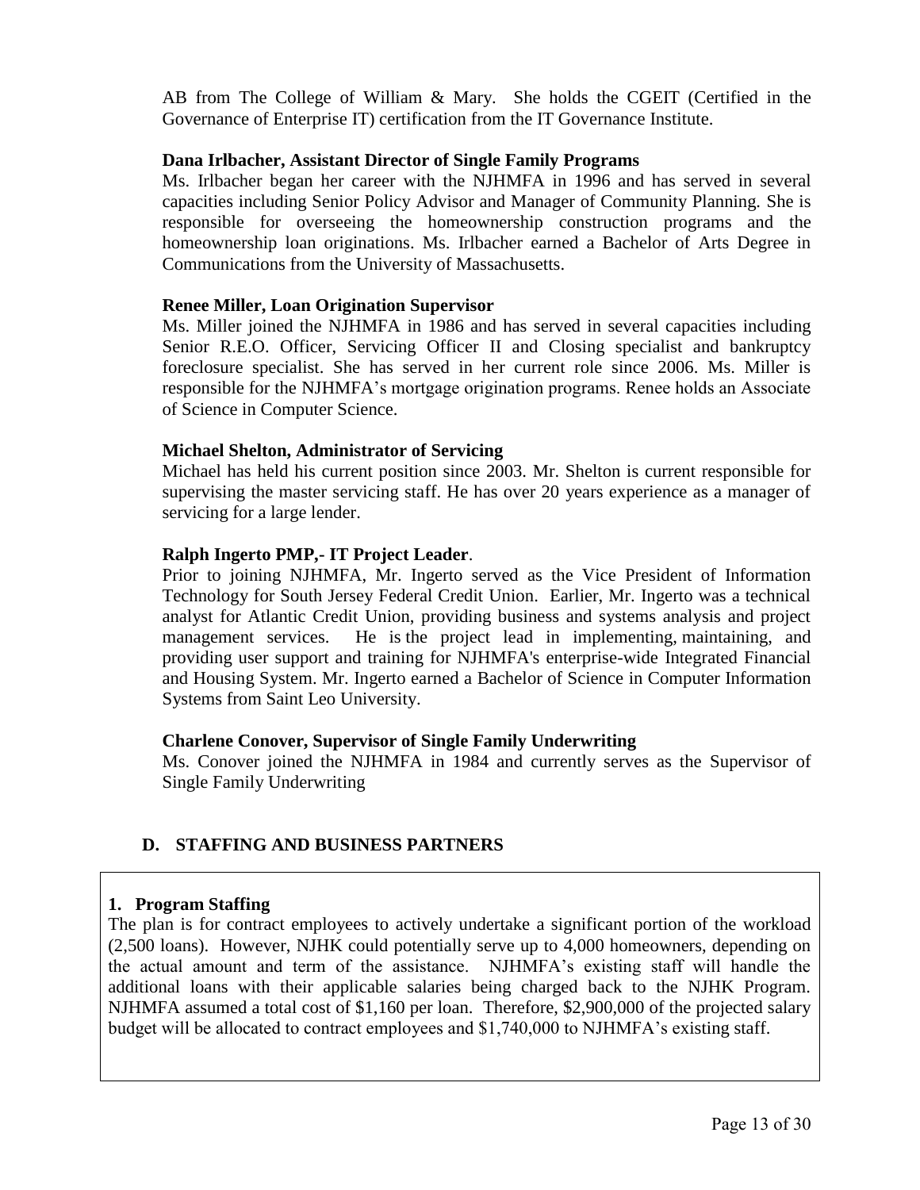AB from The College of William & Mary. She holds the CGEIT (Certified in the Governance of Enterprise IT) certification from the IT Governance Institute.

**Dana Irlbacher, Assistant Director of Single Family Programs**

Ms. Irlbacher began her career with the NJHMFA in 1996 and has served in several capacities including Senior Policy Advisor and Manager of Community Planning. She is responsible for overseeing the homeownership construction programs and the homeownership loan originations. Ms. Irlbacher earned a Bachelor of Arts Degree in Communications from the University of Massachusetts.

**Renee Miller, Loan Origination Supervisor**

Ms. Miller joined the NJHMFA in 1986 and has served in several capacities including Senior R.E.O. Officer, Servicing Officer II and Closing specialist and bankruptcy foreclosure specialist. She has served in her current role since 2006. Ms. Miller is responsible for the NJHMFA's mortgage origination programs. Renee holds an Associate of Science in Computer Science.

**Michael Shelton, Administrator of Servicing**

Michael has held his current position since 2003. Mr. Shelton is current responsible for supervising the master servicing staff. He has over 20 years experience as a manager of servicing for a large lender.

**Ralph Ingerto PMP,- IT Project Leader**.

Prior to joining NJHMFA, Mr. Ingerto served as the Vice President of Information Technology for South Jersey Federal Credit Union. Earlier, Mr. Ingerto was a technical analyst for Atlantic Credit Union, providing business and systems analysis and project management services. He is the project lead in implementing, maintaining, and providing user support and training for NJHMFA's enterprise-wide Integrated Financial and Housing System. Mr. Ingerto earned a Bachelor of Science in Computer Information Systems from Saint Leo University.

**Charlene Conover, Supervisor of Single Family Underwriting**

Ms. Conover joined the NJHMFA in 1984 and currently serves as the Supervisor of Single Family Underwriting

## D. STAFFING AND BUSINESS PARTNERS

### 1. Program Staffing

The plan is for contract employees to actively undertake a significant portion of the workload (2,500 loans). However, NJHK could potentially serve up to 4,000 homeowners, depending on the actual amount and term of the assistance. NJHMFA's existing staff will handle the additional loans with their applicable salaries being charged back to the NJHK Program. NJHMFA assumed a total cost of $1,160 per loan. Therefore, $2,900,000 of the projected salary budget will be allocated to contract employees and $1,740,000 to NJHMFA's existing staff.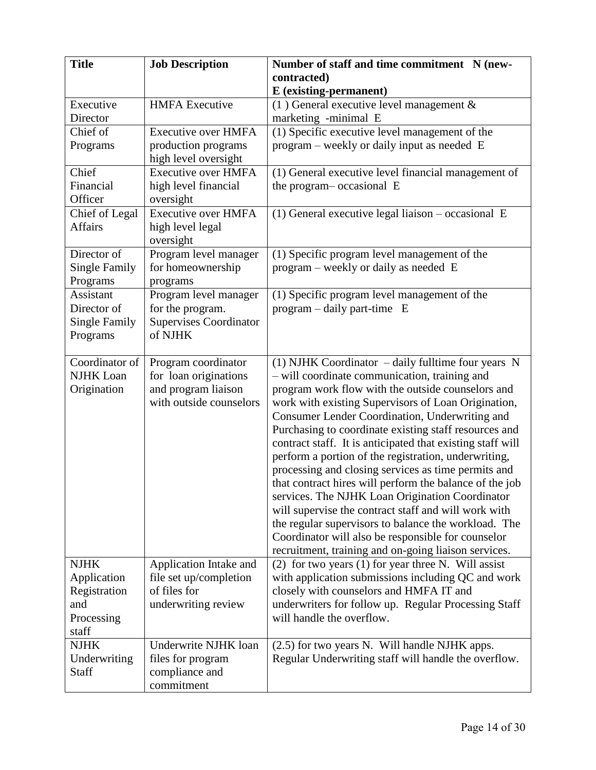| Title | Job Description | Number of staff and time commitment N (new-contracted) E (existing-permanent) |
|---|---|---|
| Executive Director | HMFA Executive | (1 ) General executive level management & marketing -minimal E |
| Chief of Programs | Executive over HMFA production programs high level oversight | (1) Specific executive level management of the program – weekly or daily input as needed E |
| Chief Financial Officer | Executive over HMFA high level financial oversight | (1) General executive level financial management of the program– occasional E |
| Chief of Legal Affairs | Executive over HMFA high level legal oversight | (1) General executive legal liaison – occasional E |
| Director of Single Family Programs | Program level manager for homeownership programs | (1) Specific program level management of the program – weekly or daily as needed E |
| Assistant Director of Single Family Programs | Program level manager for the program. Supervises Coordinator of NJHK | (1) Specific program level management of the program – daily part-time E |
| Coordinator of NJHK Loan Origination | Program coordinator for loan originations and program liaison with outside counselors | (1) NJHK Coordinator – daily fulltime four years N – will coordinate communication, training and program work flow with the outside counselors and work with existing Supervisors of Loan Origination, Consumer Lender Coordination, Underwriting and Purchasing to coordinate existing staff resources and contract staff. It is anticipated that existing staff will perform a portion of the registration, underwriting, processing and closing services as time permits and that contract hires will perform the balance of the job services. The NJHK Loan Origination Coordinator will supervise the contract staff and will work with the regular supervisors to balance the workload. The Coordinator will also be responsible for counselor recruitment, training and on-going liaison services. |
| NJHK Application Registration and Processing staff | Application Intake and file set up/completion of files for underwriting review | (2) for two years (1) for year three N. Will assist with application submissions including QC and work closely with counselors and HMFA IT and underwriters for follow up. Regular Processing Staff will handle the overflow. |
| NJHK Underwriting Staff | Underwrite NJHK loan files for program compliance and commitment | (2.5) for two years N. Will handle NJHK apps. Regular Underwriting staff will handle the overflow. |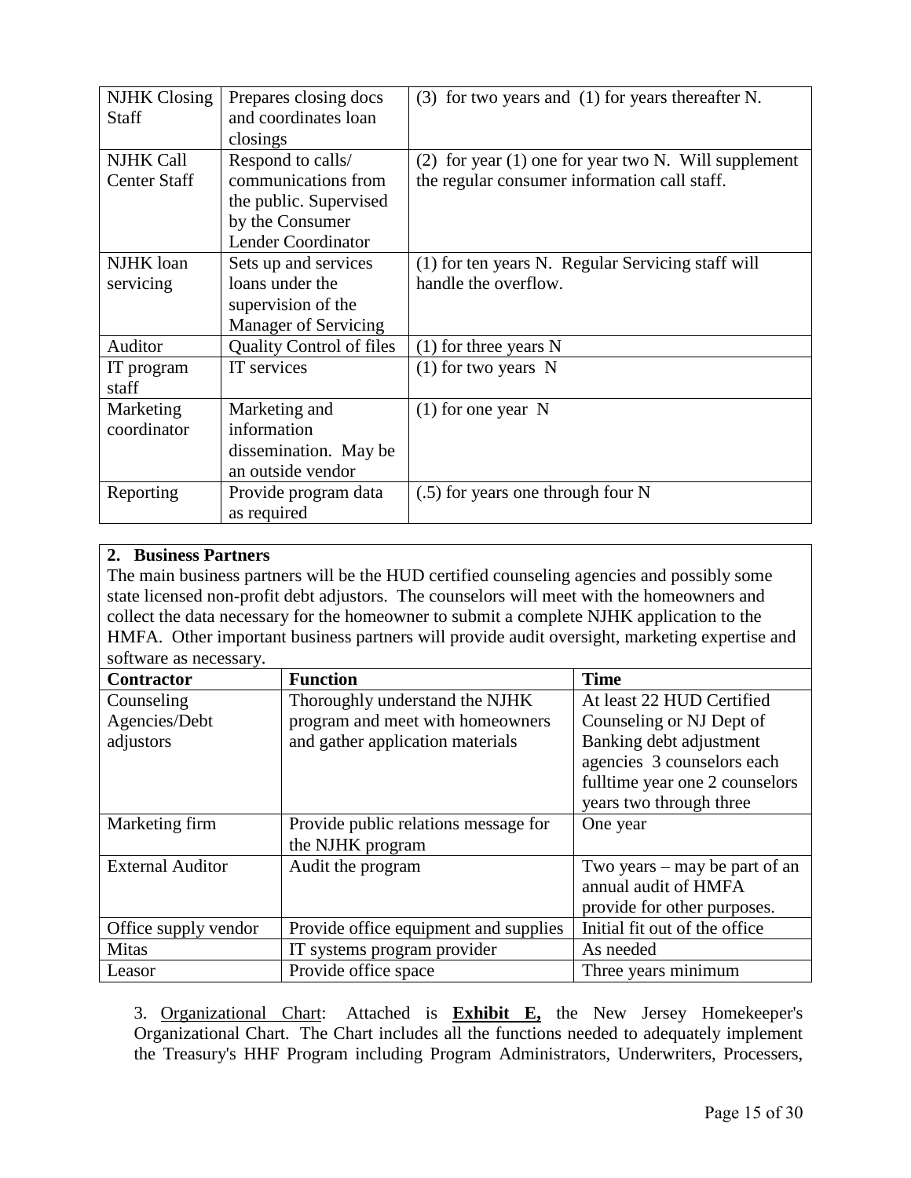| NJHK Closing Staff | Prepares closing docs and coordinates loan closings | (3) for two years and (1) for years thereafter N. |
|---|---|---|
| NJHK Call Center Staff | Respond to calls/ communications from the public. Supervised by the Consumer Lender Coordinator | (2) for year (1) one for year two N. Will supplement the regular consumer information call staff. |
| NJHK loan servicing | Sets up and services loans under the supervision of the Manager of Servicing | (1) for ten years N. Regular Servicing staff will handle the overflow. |
| Auditor | Quality Control of files | (1) for three years N |
| IT program staff | IT services | (1) for two years N |
| Marketing coordinator | Marketing and information dissemination. May be an outside vendor | (1) for one year N |
| Reporting | Provide program data as required | (.5) for years one through four N |

**2. Business Partners**

The main business partners will be the HUD certified counseling agencies and possibly some state licensed non-profit debt adjustors. The counselors will meet with the homeowners and collect the data necessary for the homeowner to submit a complete NJHK application to the HMFA. Other important business partners will provide audit oversight, marketing expertise and software as necessary.

| Contractor | Function | Time |
|---|---|---|
| Counseling Agencies/Debt adjustors | Thoroughly understand the NJHK program and meet with homeowners and gather application materials | At least 22 HUD Certified Counseling or NJ Dept of Banking debt adjustment agencies 3 counselors each fulltime year one 2 counselors years two through three |
| Marketing firm | Provide public relations message for the NJHK program | One year |
| External Auditor | Audit the program | Two years – may be part of an annual audit of HMFA provide for other purposes. |
| Office supply vendor | Provide office equipment and supplies | Initial fit out of the office |
| Mitas | IT systems program provider | As needed |
| Leasor | Provide office space | Three years minimum |

3. Organizational Chart: Attached is **Exhibit E,** the New Jersey Homekeeper's Organizational Chart. The Chart includes all the functions needed to adequately implement the Treasury's HHF Program including Program Administrators, Underwriters, Processers,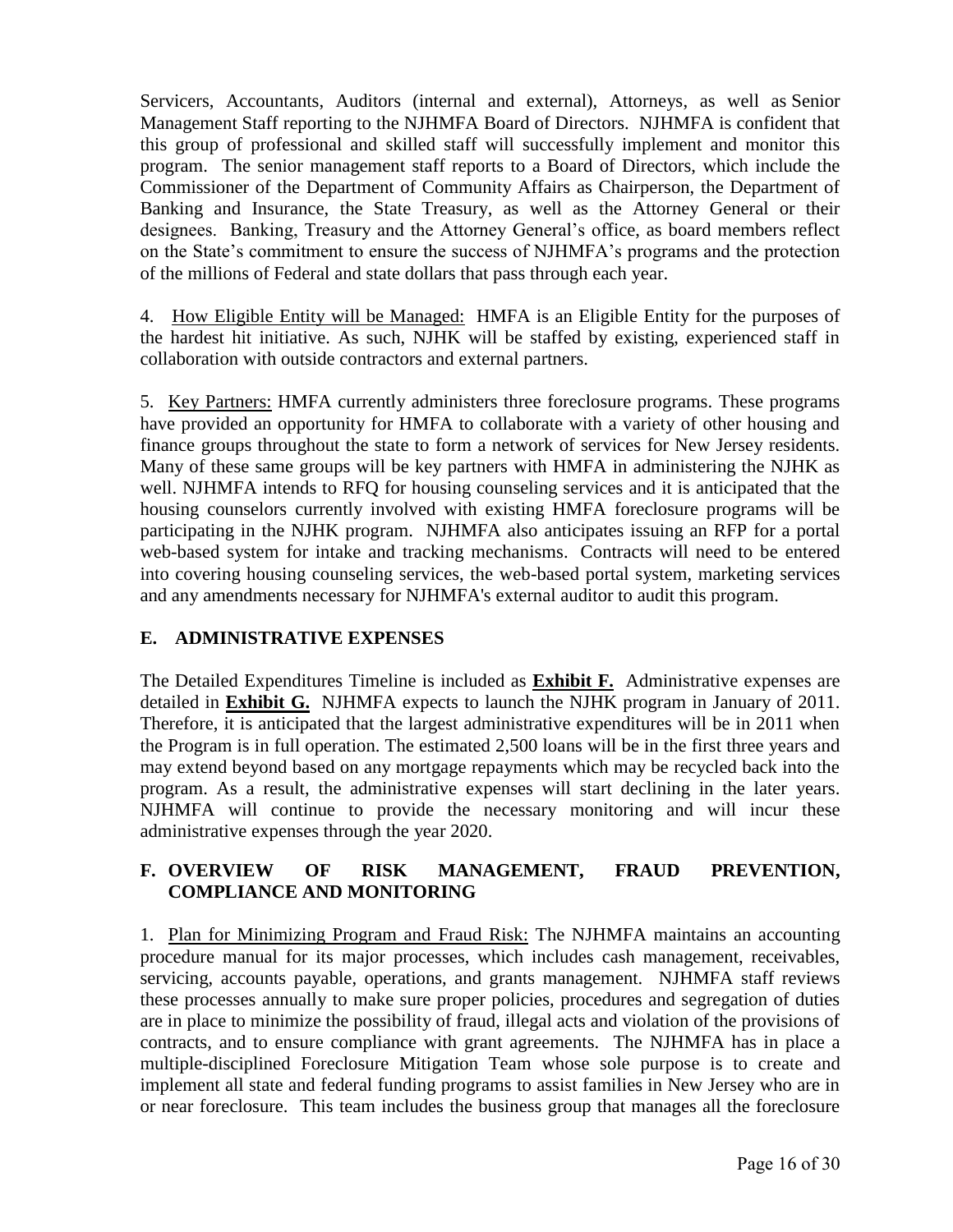Servicers, Accountants, Auditors (internal and external), Attorneys, as well as Senior Management Staff reporting to the NJHMFA Board of Directors. NJHMFA is confident that this group of professional and skilled staff will successfully implement and monitor this program. The senior management staff reports to a Board of Directors, which include the Commissioner of the Department of Community Affairs as Chairperson, the Department of Banking and Insurance, the State Treasury, as well as the Attorney General or their designees. Banking, Treasury and the Attorney General's office, as board members reflect on the State's commitment to ensure the success of NJHMFA's programs and the protection of the millions of Federal and state dollars that pass through each year.

4. How Eligible Entity will be Managed: HMFA is an Eligible Entity for the purposes of the hardest hit initiative. As such, NJHK will be staffed by existing, experienced staff in collaboration with outside contractors and external partners.

5. Key Partners: HMFA currently administers three foreclosure programs. These programs have provided an opportunity for HMFA to collaborate with a variety of other housing and finance groups throughout the state to form a network of services for New Jersey residents. Many of these same groups will be key partners with HMFA in administering the NJHK as well. NJHMFA intends to RFQ for housing counseling services and it is anticipated that the housing counselors currently involved with existing HMFA foreclosure programs will be participating in the NJHK program. NJHMFA also anticipates issuing an RFP for a portal web-based system for intake and tracking mechanisms. Contracts will need to be entered into covering housing counseling services, the web-based portal system, marketing services and any amendments necessary for NJHMFA's external auditor to audit this program.

## E. ADMINISTRATIVE EXPENSES

The Detailed Expenditures Timeline is included as **Exhibit F.** Administrative expenses are detailed in **Exhibit G.** NJHMFA expects to launch the NJHK program in January of 2011. Therefore, it is anticipated that the largest administrative expenditures will be in 2011 when the Program is in full operation. The estimated 2,500 loans will be in the first three years and may extend beyond based on any mortgage repayments which may be recycled back into the program. As a result, the administrative expenses will start declining in the later years. NJHMFA will continue to provide the necessary monitoring and will incur these administrative expenses through the year 2020.

## F. OVERVIEW OF RISK MANAGEMENT, FRAUD PREVENTION, COMPLIANCE AND MONITORING

1. Plan for Minimizing Program and Fraud Risk: The NJHMFA maintains an accounting procedure manual for its major processes, which includes cash management, receivables, servicing, accounts payable, operations, and grants management. NJHMFA staff reviews these processes annually to make sure proper policies, procedures and segregation of duties are in place to minimize the possibility of fraud, illegal acts and violation of the provisions of contracts, and to ensure compliance with grant agreements. The NJHMFA has in place a multiple-disciplined Foreclosure Mitigation Team whose sole purpose is to create and implement all state and federal funding programs to assist families in New Jersey who are in or near foreclosure. This team includes the business group that manages all the foreclosure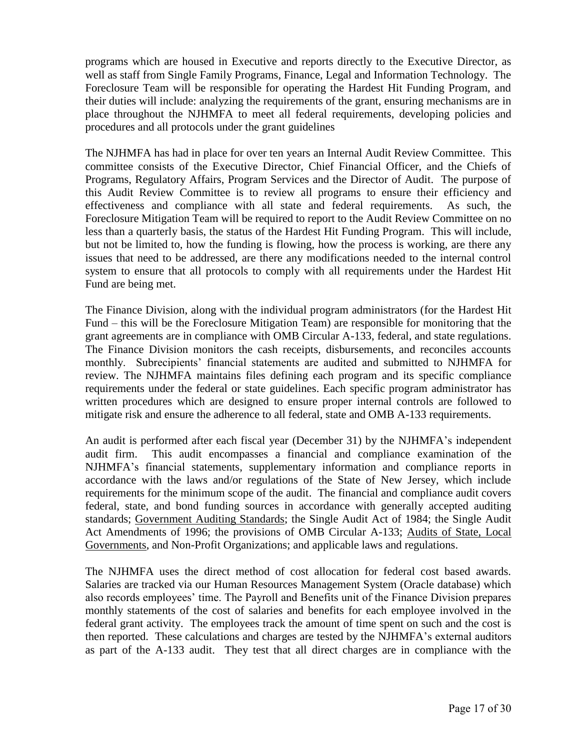programs which are housed in Executive and reports directly to the Executive Director, as well as staff from Single Family Programs, Finance, Legal and Information Technology. The Foreclosure Team will be responsible for operating the Hardest Hit Funding Program, and their duties will include: analyzing the requirements of the grant, ensuring mechanisms are in place throughout the NJHMFA to meet all federal requirements, developing policies and procedures and all protocols under the grant guidelines

The NJHMFA has had in place for over ten years an Internal Audit Review Committee. This committee consists of the Executive Director, Chief Financial Officer, and the Chiefs of Programs, Regulatory Affairs, Program Services and the Director of Audit. The purpose of this Audit Review Committee is to review all programs to ensure their efficiency and effectiveness and compliance with all state and federal requirements. As such, the Foreclosure Mitigation Team will be required to report to the Audit Review Committee on no less than a quarterly basis, the status of the Hardest Hit Funding Program. This will include, but not be limited to, how the funding is flowing, how the process is working, are there any issues that need to be addressed, are there any modifications needed to the internal control system to ensure that all protocols to comply with all requirements under the Hardest Hit Fund are being met.

The Finance Division, along with the individual program administrators (for the Hardest Hit Fund – this will be the Foreclosure Mitigation Team) are responsible for monitoring that the grant agreements are in compliance with OMB Circular A-133, federal, and state regulations. The Finance Division monitors the cash receipts, disbursements, and reconciles accounts monthly. Subrecipients' financial statements are audited and submitted to NJHMFA for review. The NJHMFA maintains files defining each program and its specific compliance requirements under the federal or state guidelines. Each specific program administrator has written procedures which are designed to ensure proper internal controls are followed to mitigate risk and ensure the adherence to all federal, state and OMB A-133 requirements.

An audit is performed after each fiscal year (December 31) by the NJHMFA's independent audit firm. This audit encompasses a financial and compliance examination of the NJHMFA's financial statements, supplementary information and compliance reports in accordance with the laws and/or regulations of the State of New Jersey, which include requirements for the minimum scope of the audit. The financial and compliance audit covers federal, state, and bond funding sources in accordance with generally accepted auditing standards; Government Auditing Standards; the Single Audit Act of 1984; the Single Audit Act Amendments of 1996; the provisions of OMB Circular A-133; Audits of State, Local Governments, and Non-Profit Organizations; and applicable laws and regulations.

The NJHMFA uses the direct method of cost allocation for federal cost based awards. Salaries are tracked via our Human Resources Management System (Oracle database) which also records employees' time. The Payroll and Benefits unit of the Finance Division prepares monthly statements of the cost of salaries and benefits for each employee involved in the federal grant activity. The employees track the amount of time spent on such and the cost is then reported. These calculations and charges are tested by the NJHMFA's external auditors as part of the A-133 audit. They test that all direct charges are in compliance with the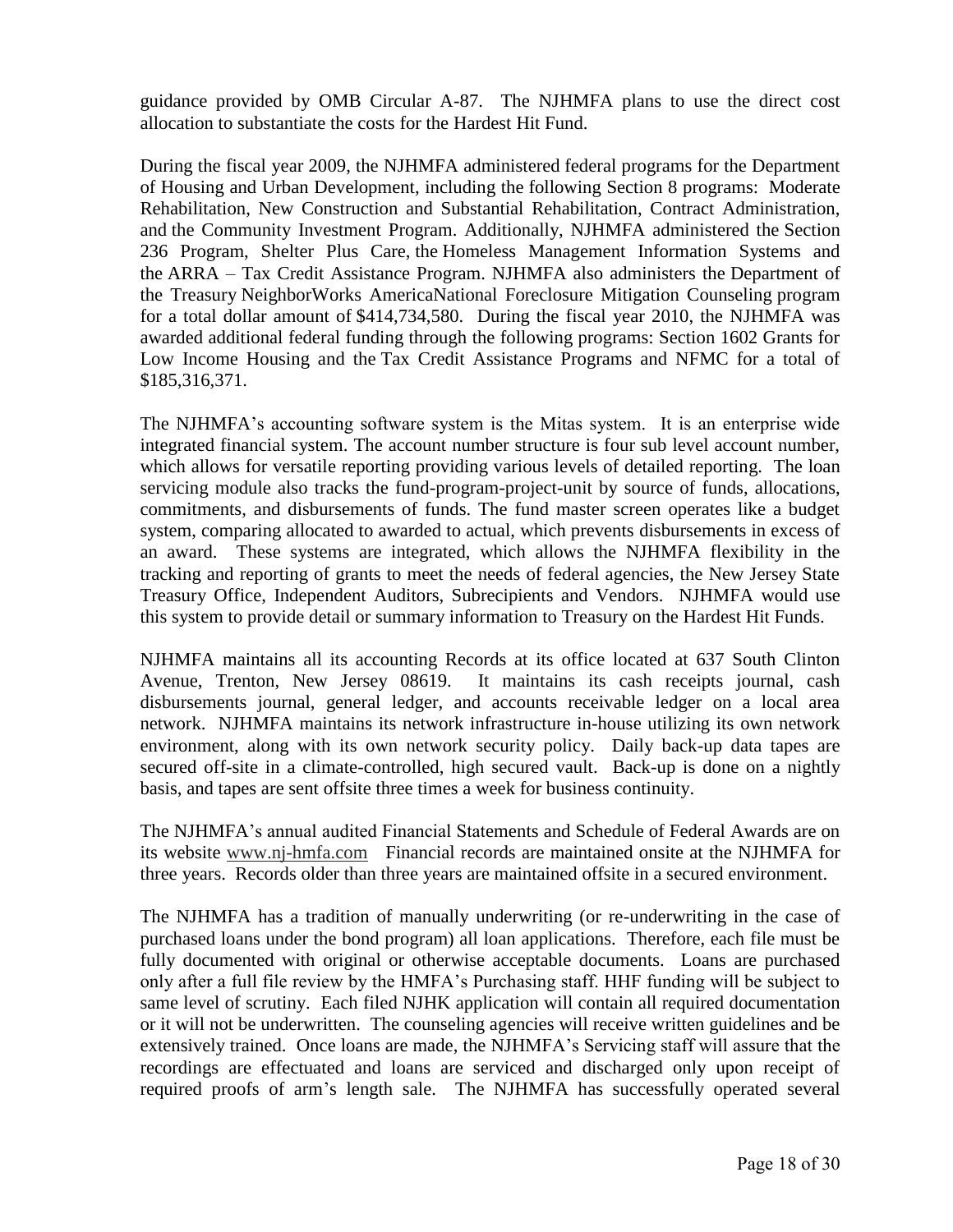guidance provided by OMB Circular A-87. The NJHMFA plans to use the direct cost allocation to substantiate the costs for the Hardest Hit Fund.

During the fiscal year 2009, the NJHMFA administered federal programs for the Department of Housing and Urban Development, including the following Section 8 programs: Moderate Rehabilitation, New Construction and Substantial Rehabilitation, Contract Administration, and the Community Investment Program. Additionally, NJHMFA administered the Section 236 Program, Shelter Plus Care, the Homeless Management Information Systems and the ARRA – Tax Credit Assistance Program. NJHMFA also administers the Department of the Treasury NeighborWorks AmericaNational Foreclosure Mitigation Counseling program for a total dollar amount of $414,734,580. During the fiscal year 2010, the NJHMFA was awarded additional federal funding through the following programs: Section 1602 Grants for Low Income Housing and the Tax Credit Assistance Programs and NFMC for a total of $185,316,371.

The NJHMFA's accounting software system is the Mitas system. It is an enterprise wide integrated financial system. The account number structure is four sub level account number, which allows for versatile reporting providing various levels of detailed reporting. The loan servicing module also tracks the fund-program-project-unit by source of funds, allocations, commitments, and disbursements of funds. The fund master screen operates like a budget system, comparing allocated to awarded to actual, which prevents disbursements in excess of an award. These systems are integrated, which allows the NJHMFA flexibility in the tracking and reporting of grants to meet the needs of federal agencies, the New Jersey State Treasury Office, Independent Auditors, Subrecipients and Vendors. NJHMFA would use this system to provide detail or summary information to Treasury on the Hardest Hit Funds.

NJHMFA maintains all its accounting Records at its office located at 637 South Clinton Avenue, Trenton, New Jersey 08619. It maintains its cash receipts journal, cash disbursements journal, general ledger, and accounts receivable ledger on a local area network. NJHMFA maintains its network infrastructure in-house utilizing its own network environment, along with its own network security policy. Daily back-up data tapes are secured off-site in a climate-controlled, high secured vault. Back-up is done on a nightly basis, and tapes are sent offsite three times a week for business continuity.

The NJHMFA's annual audited Financial Statements and Schedule of Federal Awards are on its website www.nj-hmfa.com Financial records are maintained onsite at the NJHMFA for three years. Records older than three years are maintained offsite in a secured environment.

The NJHMFA has a tradition of manually underwriting (or re-underwriting in the case of purchased loans under the bond program) all loan applications. Therefore, each file must be fully documented with original or otherwise acceptable documents. Loans are purchased only after a full file review by the HMFA's Purchasing staff. HHF funding will be subject to same level of scrutiny. Each filed NJHK application will contain all required documentation or it will not be underwritten. The counseling agencies will receive written guidelines and be extensively trained. Once loans are made, the NJHMFA's Servicing staff will assure that the recordings are effectuated and loans are serviced and discharged only upon receipt of required proofs of arm's length sale. The NJHMFA has successfully operated several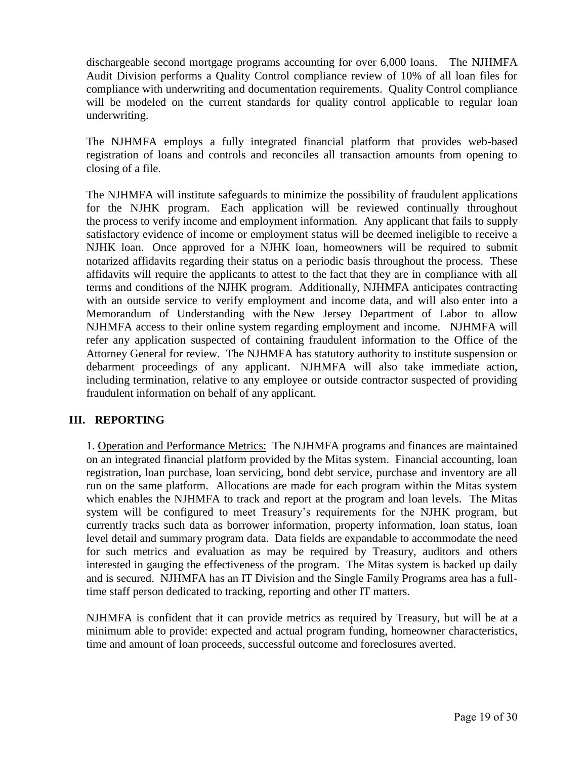dischargeable second mortgage programs accounting for over 6,000 loans. The NJHMFA Audit Division performs a Quality Control compliance review of 10% of all loan files for compliance with underwriting and documentation requirements. Quality Control compliance will be modeled on the current standards for quality control applicable to regular loan underwriting.

The NJHMFA employs a fully integrated financial platform that provides web-based registration of loans and controls and reconciles all transaction amounts from opening to closing of a file.

The NJHMFA will institute safeguards to minimize the possibility of fraudulent applications for the NJHK program. Each application will be reviewed continually throughout the process to verify income and employment information. Any applicant that fails to supply satisfactory evidence of income or employment status will be deemed ineligible to receive a NJHK loan. Once approved for a NJHK loan, homeowners will be required to submit notarized affidavits regarding their status on a periodic basis throughout the process. These affidavits will require the applicants to attest to the fact that they are in compliance with all terms and conditions of the NJHK program. Additionally, NJHMFA anticipates contracting with an outside service to verify employment and income data, and will also enter into a Memorandum of Understanding with the New Jersey Department of Labor to allow NJHMFA access to their online system regarding employment and income. NJHMFA will refer any application suspected of containing fraudulent information to the Office of the Attorney General for review. The NJHMFA has statutory authority to institute suspension or debarment proceedings of any applicant. NJHMFA will also take immediate action, including termination, relative to any employee or outside contractor suspected of providing fraudulent information on behalf of any applicant.

## III. REPORTING

1. Operation and Performance Metrics: The NJHMFA programs and finances are maintained on an integrated financial platform provided by the Mitas system. Financial accounting, loan registration, loan purchase, loan servicing, bond debt service, purchase and inventory are all run on the same platform. Allocations are made for each program within the Mitas system which enables the NJHMFA to track and report at the program and loan levels. The Mitas system will be configured to meet Treasury's requirements for the NJHK program, but currently tracks such data as borrower information, property information, loan status, loan level detail and summary program data. Data fields are expandable to accommodate the need for such metrics and evaluation as may be required by Treasury, auditors and others interested in gauging the effectiveness of the program. The Mitas system is backed up daily and is secured. NJHMFA has an IT Division and the Single Family Programs area has a full-time staff person dedicated to tracking, reporting and other IT matters.

NJHMFA is confident that it can provide metrics as required by Treasury, but will be at a minimum able to provide: expected and actual program funding, homeowner characteristics, time and amount of loan proceeds, successful outcome and foreclosures averted.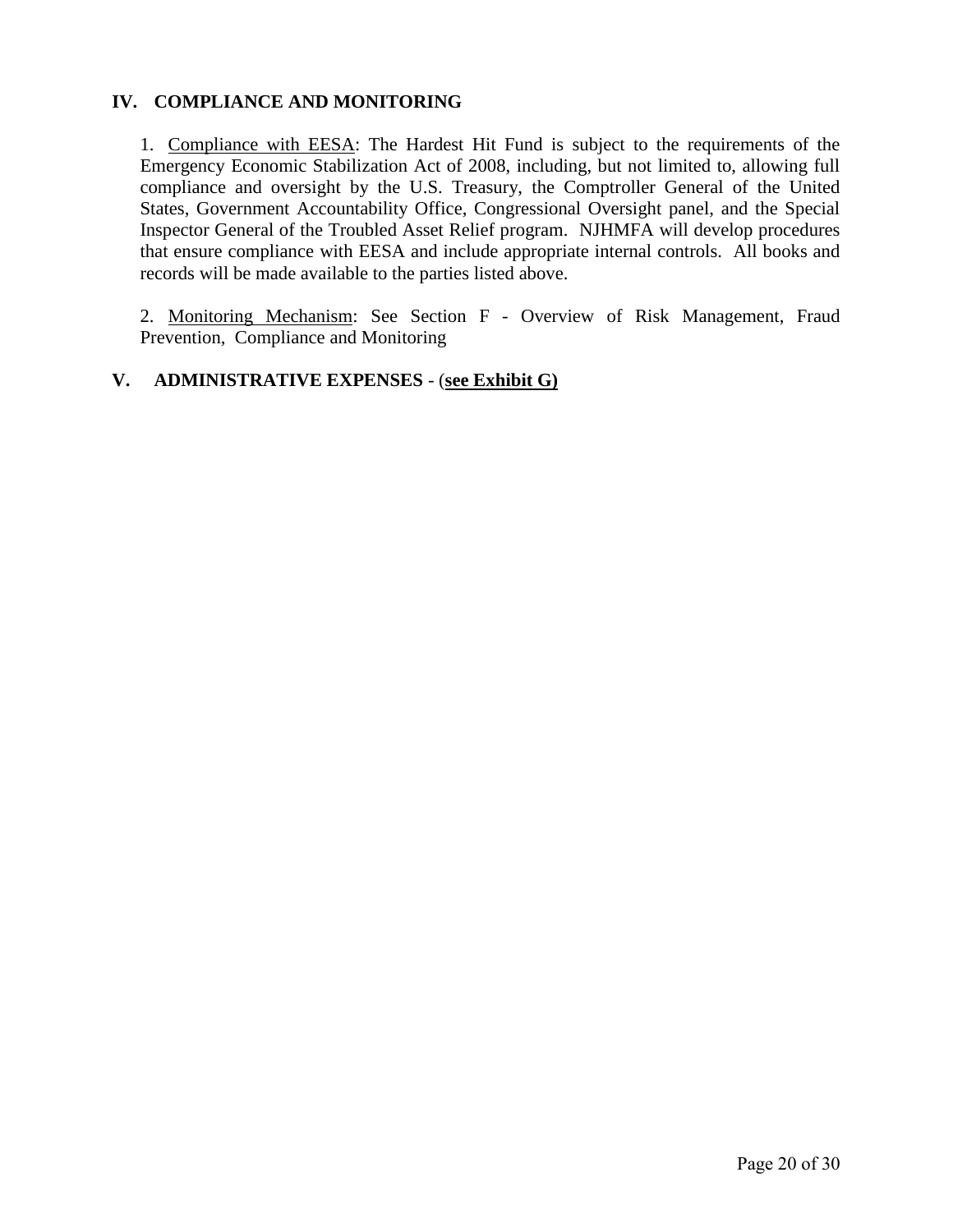## IV. COMPLIANCE AND MONITORING

1. Compliance with EESA: The Hardest Hit Fund is subject to the requirements of the Emergency Economic Stabilization Act of 2008, including, but not limited to, allowing full compliance and oversight by the U.S. Treasury, the Comptroller General of the United States, Government Accountability Office, Congressional Oversight panel, and the Special Inspector General of the Troubled Asset Relief program. NJHMFA will develop procedures that ensure compliance with EESA and include appropriate internal controls. All books and records will be made available to the parties listed above.

2. Monitoring Mechanism: See Section F - Overview of Risk Management, Fraud Prevention, Compliance and Monitoring

## V. ADMINISTRATIVE EXPENSES - (see Exhibit G)